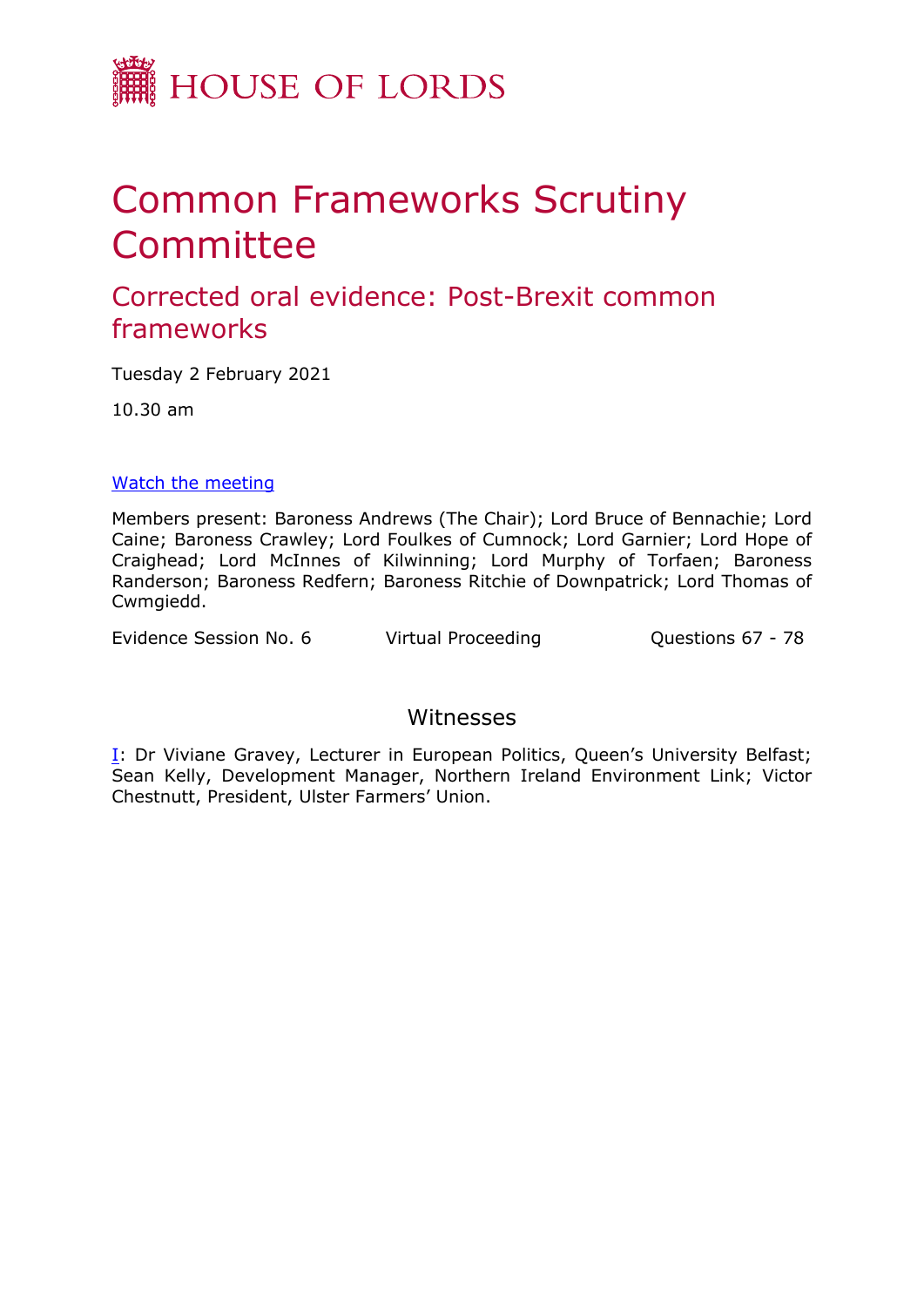HOUSE OF LORDS

# Common Frameworks Scrutiny Committee

## Corrected oral evidence: Post-Brexit common frameworks

Tuesday 2 February 2021

10.30 am

[Watch the meeting]

Members present: Baroness Andrews (The Chair); Lord Bruce of Bennachie; Lord Caine; Baroness Crawley; Lord Foulkes of Cumnock; Lord Garnier; Lord Hope of Craighead; Lord McInnes of Kilwinning; Lord Murphy of Torfaen; Baroness Randerson; Baroness Redfern; Baroness Ritchie of Downpatrick; Lord Thomas of Cwmgiedd.

Evidence Session No. 6 Virtual Proceeding Questions 67 - 78

### Witnesses

I: Dr Viviane Gravey, Lecturer in European Politics, Queen's University Belfast; Sean Kelly, Development Manager, Northern Ireland Environment Link; Victor Chestnutt, President, Ulster Farmers' Union.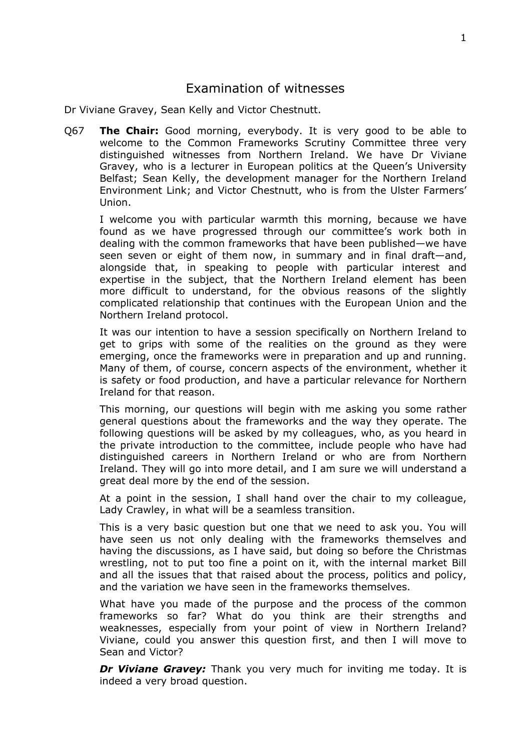# Examination of witnesses

Dr Viviane Gravey, Sean Kelly and Victor Chestnutt.

Q67 **The Chair:** Good morning, everybody. It is very good to be able to welcome to the Common Frameworks Scrutiny Committee three very distinguished witnesses from Northern Ireland. We have Dr Viviane Gravey, who is a lecturer in European politics at the Queen's University Belfast; Sean Kelly, the development manager for the Northern Ireland Environment Link; and Victor Chestnutt, who is from the Ulster Farmers' Union.

I welcome you with particular warmth this morning, because we have found as we have progressed through our committee's work both in dealing with the common frameworks that have been published—we have seen seven or eight of them now, in summary and in final draft—and, alongside that, in speaking to people with particular interest and expertise in the subject, that the Northern Ireland element has been more difficult to understand, for the obvious reasons of the slightly complicated relationship that continues with the European Union and the Northern Ireland protocol.

It was our intention to have a session specifically on Northern Ireland to get to grips with some of the realities on the ground as they were emerging, once the frameworks were in preparation and up and running. Many of them, of course, concern aspects of the environment, whether it is safety or food production, and have a particular relevance for Northern Ireland for that reason.

This morning, our questions will begin with me asking you some rather general questions about the frameworks and the way they operate. The following questions will be asked by my colleagues, who, as you heard in the private introduction to the committee, include people who have had distinguished careers in Northern Ireland or who are from Northern Ireland. They will go into more detail, and I am sure we will understand a great deal more by the end of the session.

At a point in the session, I shall hand over the chair to my colleague, Lady Crawley, in what will be a seamless transition.

This is a very basic question but one that we need to ask you. You will have seen us not only dealing with the frameworks themselves and having the discussions, as I have said, but doing so before the Christmas wrestling, not to put too fine a point on it, with the internal market Bill and all the issues that that raised about the process, politics and policy, and the variation we have seen in the frameworks themselves.

What have you made of the purpose and the process of the common frameworks so far? What do you think are their strengths and weaknesses, especially from your point of view in Northern Ireland? Viviane, could you answer this question first, and then I will move to Sean and Victor?

***Dr Viviane Gravey:*** Thank you very much for inviting me today. It is indeed a very broad question.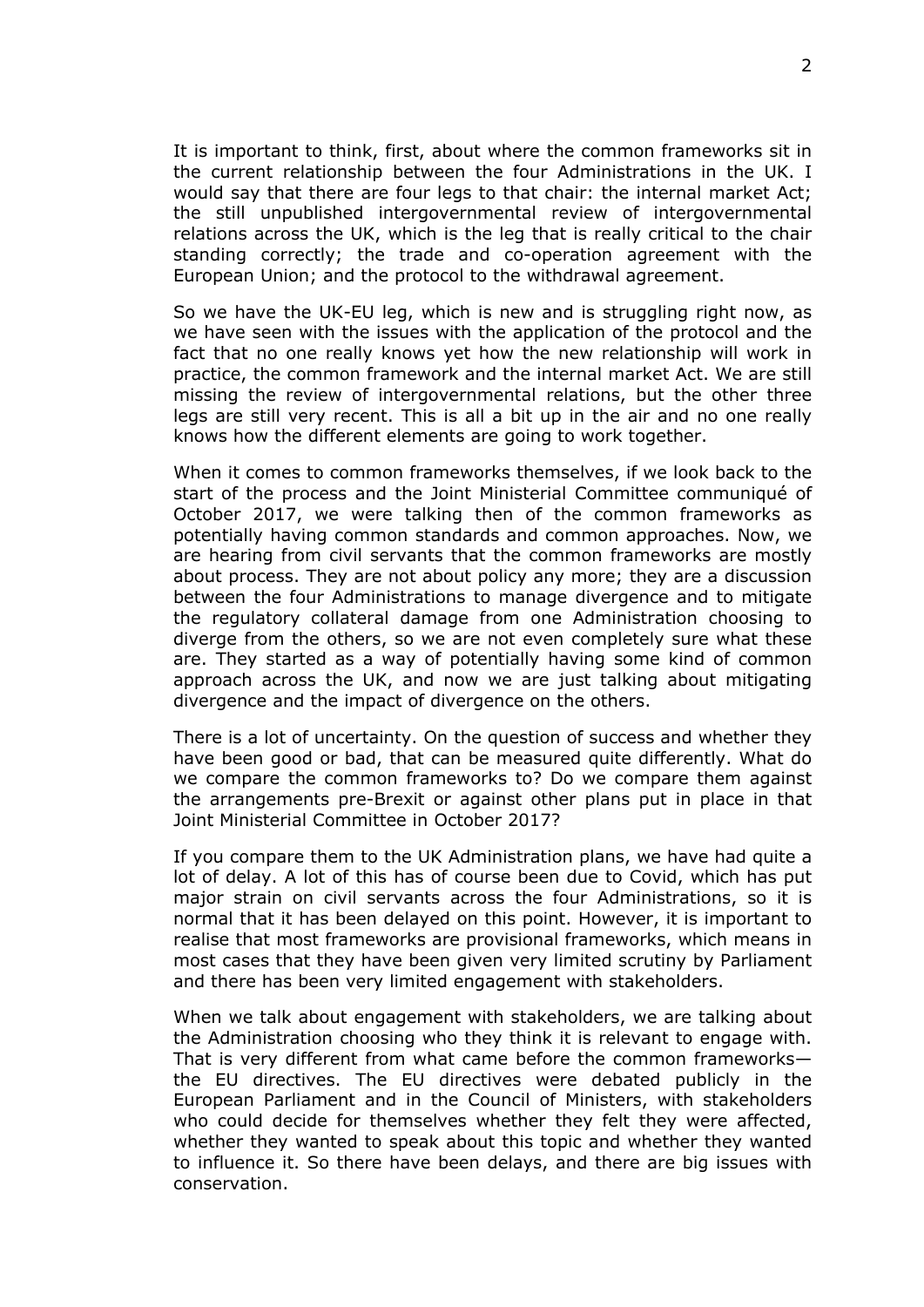It is important to think, first, about where the common frameworks sit in the current relationship between the four Administrations in the UK. I would say that there are four legs to that chair: the internal market Act; the still unpublished intergovernmental review of intergovernmental relations across the UK, which is the leg that is really critical to the chair standing correctly; the trade and co-operation agreement with the European Union; and the protocol to the withdrawal agreement.

So we have the UK-EU leg, which is new and is struggling right now, as we have seen with the issues with the application of the protocol and the fact that no one really knows yet how the new relationship will work in practice, the common framework and the internal market Act. We are still missing the review of intergovernmental relations, but the other three legs are still very recent. This is all a bit up in the air and no one really knows how the different elements are going to work together.

When it comes to common frameworks themselves, if we look back to the start of the process and the Joint Ministerial Committee communiqué of October 2017, we were talking then of the common frameworks as potentially having common standards and common approaches. Now, we are hearing from civil servants that the common frameworks are mostly about process. They are not about policy any more; they are a discussion between the four Administrations to manage divergence and to mitigate the regulatory collateral damage from one Administration choosing to diverge from the others, so we are not even completely sure what these are. They started as a way of potentially having some kind of common approach across the UK, and now we are just talking about mitigating divergence and the impact of divergence on the others.

There is a lot of uncertainty. On the question of success and whether they have been good or bad, that can be measured quite differently. What do we compare the common frameworks to? Do we compare them against the arrangements pre-Brexit or against other plans put in place in that Joint Ministerial Committee in October 2017?

If you compare them to the UK Administration plans, we have had quite a lot of delay. A lot of this has of course been due to Covid, which has put major strain on civil servants across the four Administrations, so it is normal that it has been delayed on this point. However, it is important to realise that most frameworks are provisional frameworks, which means in most cases that they have been given very limited scrutiny by Parliament and there has been very limited engagement with stakeholders.

When we talk about engagement with stakeholders, we are talking about the Administration choosing who they think it is relevant to engage with. That is very different from what came before the common frameworks—the EU directives. The EU directives were debated publicly in the European Parliament and in the Council of Ministers, with stakeholders who could decide for themselves whether they felt they were affected, whether they wanted to speak about this topic and whether they wanted to influence it. So there have been delays, and there are big issues with conservation.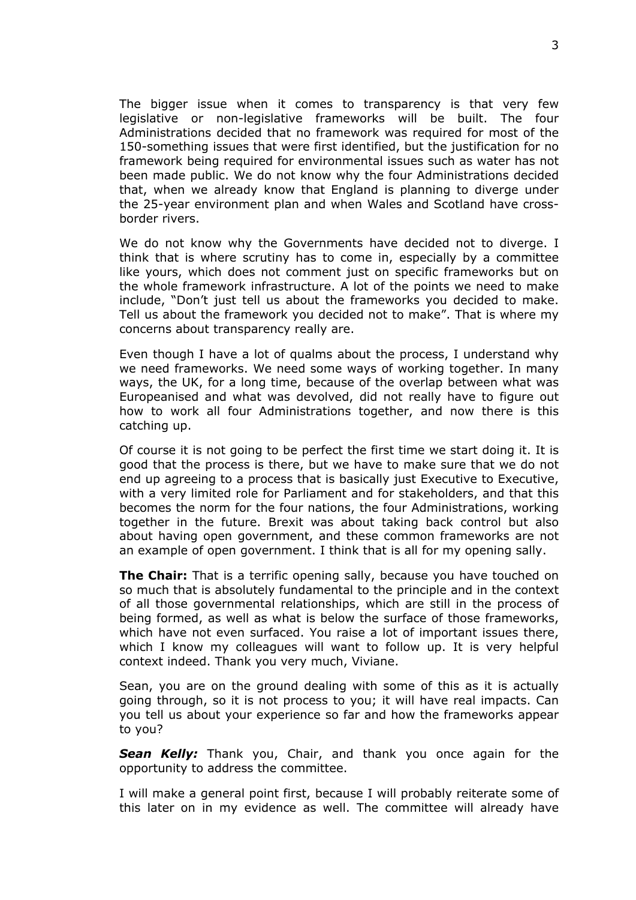The bigger issue when it comes to transparency is that very few legislative or non-legislative frameworks will be built. The four Administrations decided that no framework was required for most of the 150-something issues that were first identified, but the justification for no framework being required for environmental issues such as water has not been made public. We do not know why the four Administrations decided that, when we already know that England is planning to diverge under the 25-year environment plan and when Wales and Scotland have cross-border rivers.

We do not know why the Governments have decided not to diverge. I think that is where scrutiny has to come in, especially by a committee like yours, which does not comment just on specific frameworks but on the whole framework infrastructure. A lot of the points we need to make include, "Don't just tell us about the frameworks you decided to make. Tell us about the framework you decided not to make". That is where my concerns about transparency really are.

Even though I have a lot of qualms about the process, I understand why we need frameworks. We need some ways of working together. In many ways, the UK, for a long time, because of the overlap between what was Europeanised and what was devolved, did not really have to figure out how to work all four Administrations together, and now there is this catching up.

Of course it is not going to be perfect the first time we start doing it. It is good that the process is there, but we have to make sure that we do not end up agreeing to a process that is basically just Executive to Executive, with a very limited role for Parliament and for stakeholders, and that this becomes the norm for the four nations, the four Administrations, working together in the future. Brexit was about taking back control but also about having open government, and these common frameworks are not an example of open government. I think that is all for my opening sally.

**The Chair:** That is a terrific opening sally, because you have touched on so much that is absolutely fundamental to the principle and in the context of all those governmental relationships, which are still in the process of being formed, as well as what is below the surface of those frameworks, which have not even surfaced. You raise a lot of important issues there, which I know my colleagues will want to follow up. It is very helpful context indeed. Thank you very much, Viviane.

Sean, you are on the ground dealing with some of this as it is actually going through, so it is not process to you; it will have real impacts. Can you tell us about your experience so far and how the frameworks appear to you?

***Sean Kelly:*** Thank you, Chair, and thank you once again for the opportunity to address the committee.

I will make a general point first, because I will probably reiterate some of this later on in my evidence as well. The committee will already have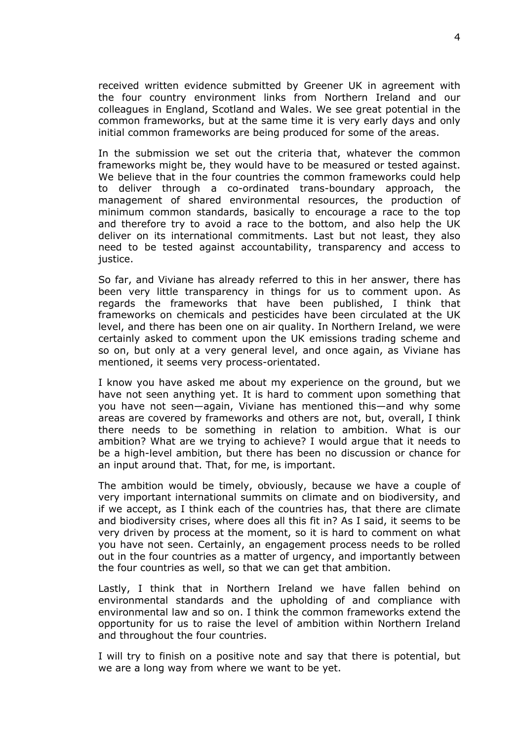received written evidence submitted by Greener UK in agreement with the four country environment links from Northern Ireland and our colleagues in England, Scotland and Wales. We see great potential in the common frameworks, but at the same time it is very early days and only initial common frameworks are being produced for some of the areas.

In the submission we set out the criteria that, whatever the common frameworks might be, they would have to be measured or tested against. We believe that in the four countries the common frameworks could help to deliver through a co-ordinated trans-boundary approach, the management of shared environmental resources, the production of minimum common standards, basically to encourage a race to the top and therefore try to avoid a race to the bottom, and also help the UK deliver on its international commitments. Last but not least, they also need to be tested against accountability, transparency and access to justice.

So far, and Viviane has already referred to this in her answer, there has been very little transparency in things for us to comment upon. As regards the frameworks that have been published, I think that frameworks on chemicals and pesticides have been circulated at the UK level, and there has been one on air quality. In Northern Ireland, we were certainly asked to comment upon the UK emissions trading scheme and so on, but only at a very general level, and once again, as Viviane has mentioned, it seems very process-orientated.

I know you have asked me about my experience on the ground, but we have not seen anything yet. It is hard to comment upon something that you have not seen—again, Viviane has mentioned this—and why some areas are covered by frameworks and others are not, but, overall, I think there needs to be something in relation to ambition. What is our ambition? What are we trying to achieve? I would argue that it needs to be a high-level ambition, but there has been no discussion or chance for an input around that. That, for me, is important.

The ambition would be timely, obviously, because we have a couple of very important international summits on climate and on biodiversity, and if we accept, as I think each of the countries has, that there are climate and biodiversity crises, where does all this fit in? As I said, it seems to be very driven by process at the moment, so it is hard to comment on what you have not seen. Certainly, an engagement process needs to be rolled out in the four countries as a matter of urgency, and importantly between the four countries as well, so that we can get that ambition.

Lastly, I think that in Northern Ireland we have fallen behind on environmental standards and the upholding of and compliance with environmental law and so on. I think the common frameworks extend the opportunity for us to raise the level of ambition within Northern Ireland and throughout the four countries.

I will try to finish on a positive note and say that there is potential, but we are a long way from where we want to be yet.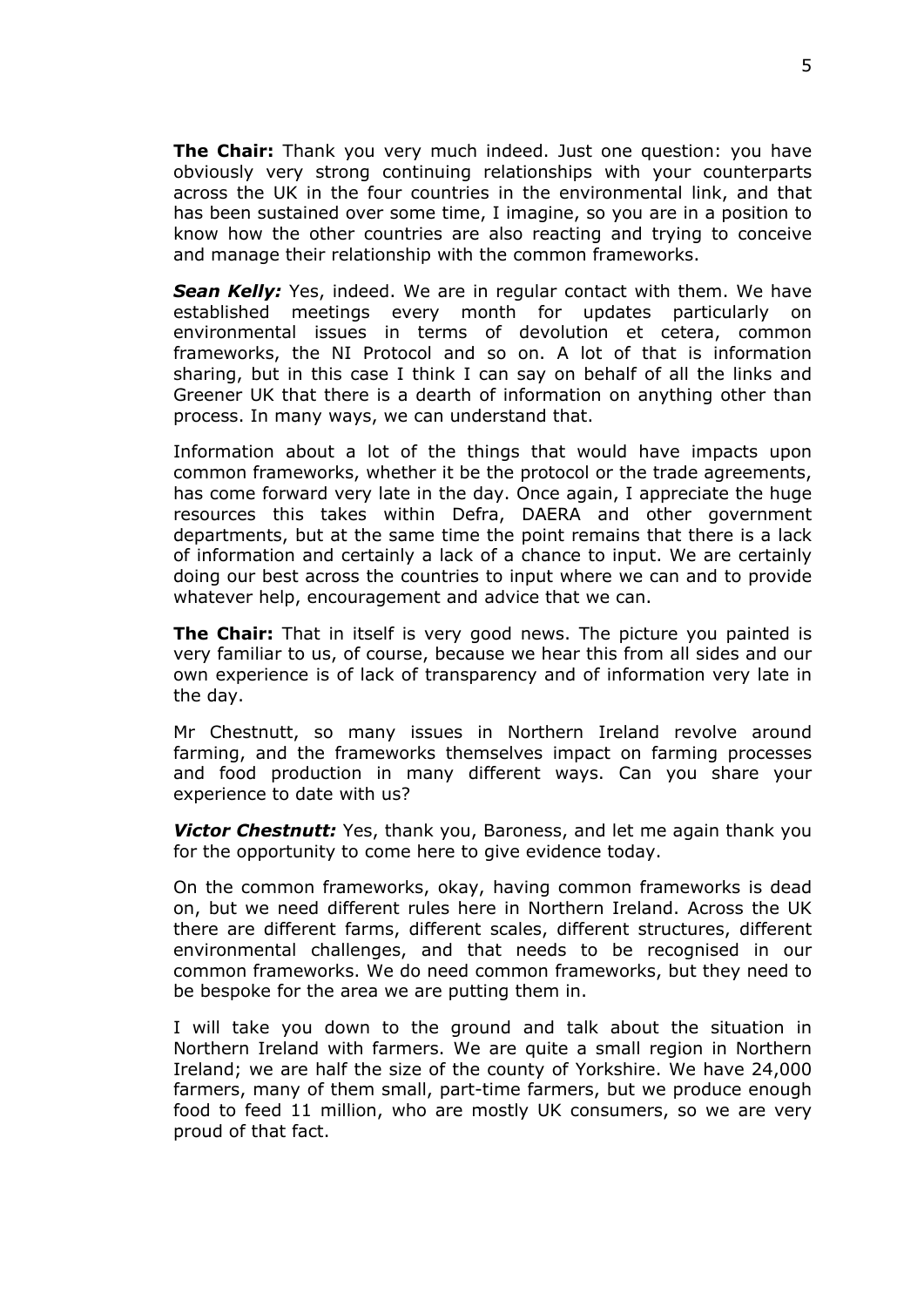**The Chair:** Thank you very much indeed. Just one question: you have obviously very strong continuing relationships with your counterparts across the UK in the four countries in the environmental link, and that has been sustained over some time, I imagine, so you are in a position to know how the other countries are also reacting and trying to conceive and manage their relationship with the common frameworks.

***Sean Kelly:*** Yes, indeed. We are in regular contact with them. We have established meetings every month for updates particularly on environmental issues in terms of devolution et cetera, common frameworks, the NI Protocol and so on. A lot of that is information sharing, but in this case I think I can say on behalf of all the links and Greener UK that there is a dearth of information on anything other than process. In many ways, we can understand that.

Information about a lot of the things that would have impacts upon common frameworks, whether it be the protocol or the trade agreements, has come forward very late in the day. Once again, I appreciate the huge resources this takes within Defra, DAERA and other government departments, but at the same time the point remains that there is a lack of information and certainly a lack of a chance to input. We are certainly doing our best across the countries to input where we can and to provide whatever help, encouragement and advice that we can.

**The Chair:** That in itself is very good news. The picture you painted is very familiar to us, of course, because we hear this from all sides and our own experience is of lack of transparency and of information very late in the day.

Mr Chestnutt, so many issues in Northern Ireland revolve around farming, and the frameworks themselves impact on farming processes and food production in many different ways. Can you share your experience to date with us?

***Victor Chestnutt:*** Yes, thank you, Baroness, and let me again thank you for the opportunity to come here to give evidence today.

On the common frameworks, okay, having common frameworks is dead on, but we need different rules here in Northern Ireland. Across the UK there are different farms, different scales, different structures, different environmental challenges, and that needs to be recognised in our common frameworks. We do need common frameworks, but they need to be bespoke for the area we are putting them in.

I will take you down to the ground and talk about the situation in Northern Ireland with farmers. We are quite a small region in Northern Ireland; we are half the size of the county of Yorkshire. We have 24,000 farmers, many of them small, part-time farmers, but we produce enough food to feed 11 million, who are mostly UK consumers, so we are very proud of that fact.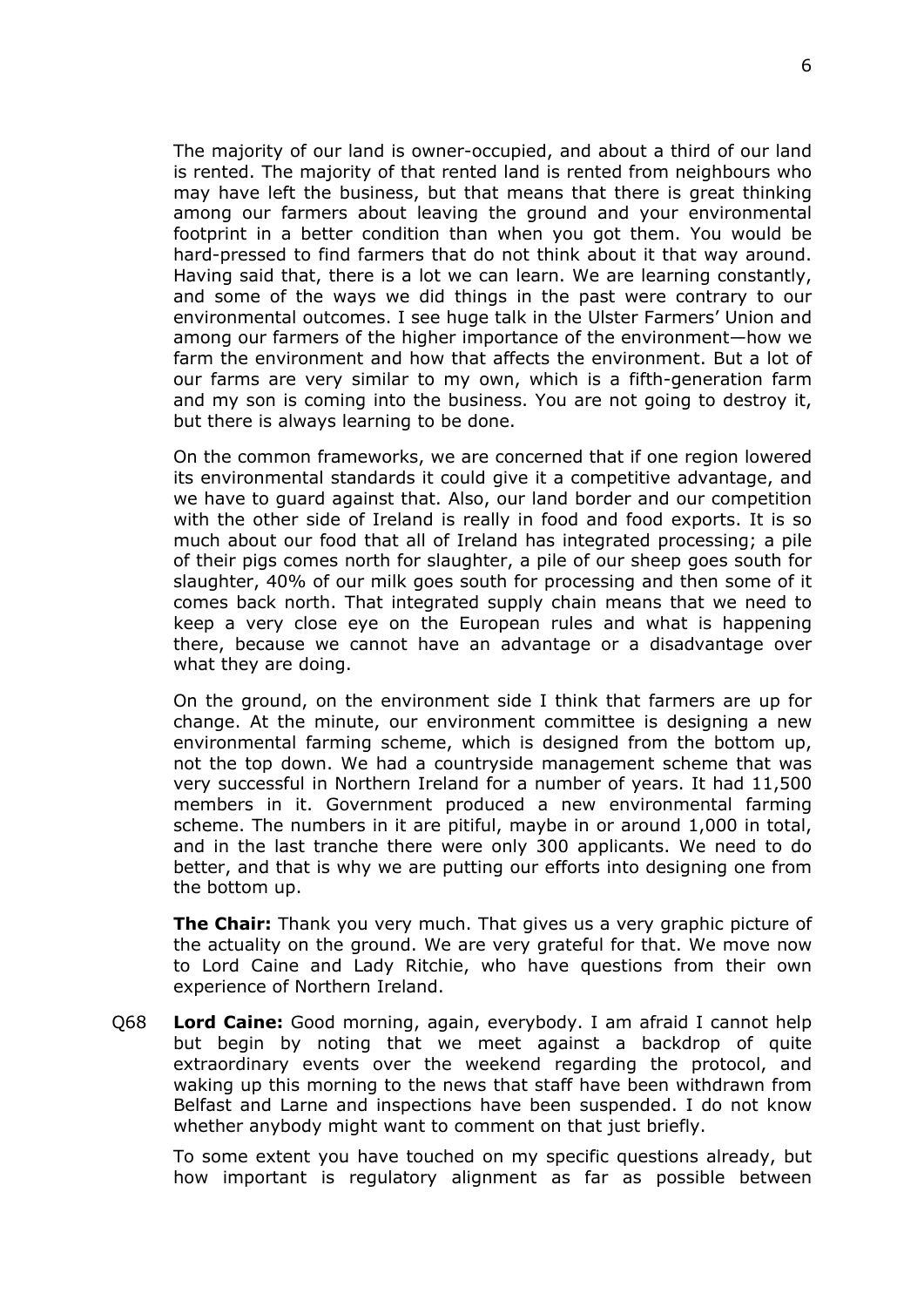The majority of our land is owner-occupied, and about a third of our land is rented. The majority of that rented land is rented from neighbours who may have left the business, but that means that there is great thinking among our farmers about leaving the ground and your environmental footprint in a better condition than when you got them. You would be hard-pressed to find farmers that do not think about it that way around. Having said that, there is a lot we can learn. We are learning constantly, and some of the ways we did things in the past were contrary to our environmental outcomes. I see huge talk in the Ulster Farmers' Union and among our farmers of the higher importance of the environment—how we farm the environment and how that affects the environment. But a lot of our farms are very similar to my own, which is a fifth-generation farm and my son is coming into the business. You are not going to destroy it, but there is always learning to be done.

On the common frameworks, we are concerned that if one region lowered its environmental standards it could give it a competitive advantage, and we have to guard against that. Also, our land border and our competition with the other side of Ireland is really in food and food exports. It is so much about our food that all of Ireland has integrated processing; a pile of their pigs comes north for slaughter, a pile of our sheep goes south for slaughter, 40% of our milk goes south for processing and then some of it comes back north. That integrated supply chain means that we need to keep a very close eye on the European rules and what is happening there, because we cannot have an advantage or a disadvantage over what they are doing.

On the ground, on the environment side I think that farmers are up for change. At the minute, our environment committee is designing a new environmental farming scheme, which is designed from the bottom up, not the top down. We had a countryside management scheme that was very successful in Northern Ireland for a number of years. It had 11,500 members in it. Government produced a new environmental farming scheme. The numbers in it are pitiful, maybe in or around 1,000 in total, and in the last tranche there were only 300 applicants. We need to do better, and that is why we are putting our efforts into designing one from the bottom up.

**The Chair:** Thank you very much. That gives us a very graphic picture of the actuality on the ground. We are very grateful for that. We move now to Lord Caine and Lady Ritchie, who have questions from their own experience of Northern Ireland.

Q68 **Lord Caine:** Good morning, again, everybody. I am afraid I cannot help but begin by noting that we meet against a backdrop of quite extraordinary events over the weekend regarding the protocol, and waking up this morning to the news that staff have been withdrawn from Belfast and Larne and inspections have been suspended. I do not know whether anybody might want to comment on that just briefly.

To some extent you have touched on my specific questions already, but how important is regulatory alignment as far as possible between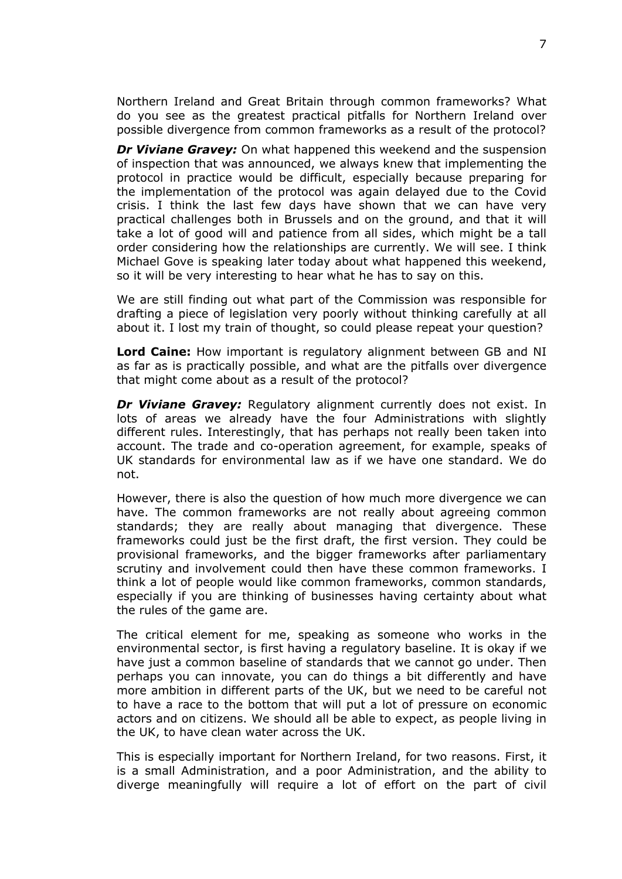Northern Ireland and Great Britain through common frameworks? What do you see as the greatest practical pitfalls for Northern Ireland over possible divergence from common frameworks as a result of the protocol?

***Dr Viviane Gravey:*** On what happened this weekend and the suspension of inspection that was announced, we always knew that implementing the protocol in practice would be difficult, especially because preparing for the implementation of the protocol was again delayed due to the Covid crisis. I think the last few days have shown that we can have very practical challenges both in Brussels and on the ground, and that it will take a lot of good will and patience from all sides, which might be a tall order considering how the relationships are currently. We will see. I think Michael Gove is speaking later today about what happened this weekend, so it will be very interesting to hear what he has to say on this.

We are still finding out what part of the Commission was responsible for drafting a piece of legislation very poorly without thinking carefully at all about it. I lost my train of thought, so could please repeat your question?

**Lord Caine:** How important is regulatory alignment between GB and NI as far as is practically possible, and what are the pitfalls over divergence that might come about as a result of the protocol?

***Dr Viviane Gravey:*** Regulatory alignment currently does not exist. In lots of areas we already have the four Administrations with slightly different rules. Interestingly, that has perhaps not really been taken into account. The trade and co-operation agreement, for example, speaks of UK standards for environmental law as if we have one standard. We do not.

However, there is also the question of how much more divergence we can have. The common frameworks are not really about agreeing common standards; they are really about managing that divergence. These frameworks could just be the first draft, the first version. They could be provisional frameworks, and the bigger frameworks after parliamentary scrutiny and involvement could then have these common frameworks. I think a lot of people would like common frameworks, common standards, especially if you are thinking of businesses having certainty about what the rules of the game are.

The critical element for me, speaking as someone who works in the environmental sector, is first having a regulatory baseline. It is okay if we have just a common baseline of standards that we cannot go under. Then perhaps you can innovate, you can do things a bit differently and have more ambition in different parts of the UK, but we need to be careful not to have a race to the bottom that will put a lot of pressure on economic actors and on citizens. We should all be able to expect, as people living in the UK, to have clean water across the UK.

This is especially important for Northern Ireland, for two reasons. First, it is a small Administration, and a poor Administration, and the ability to diverge meaningfully will require a lot of effort on the part of civil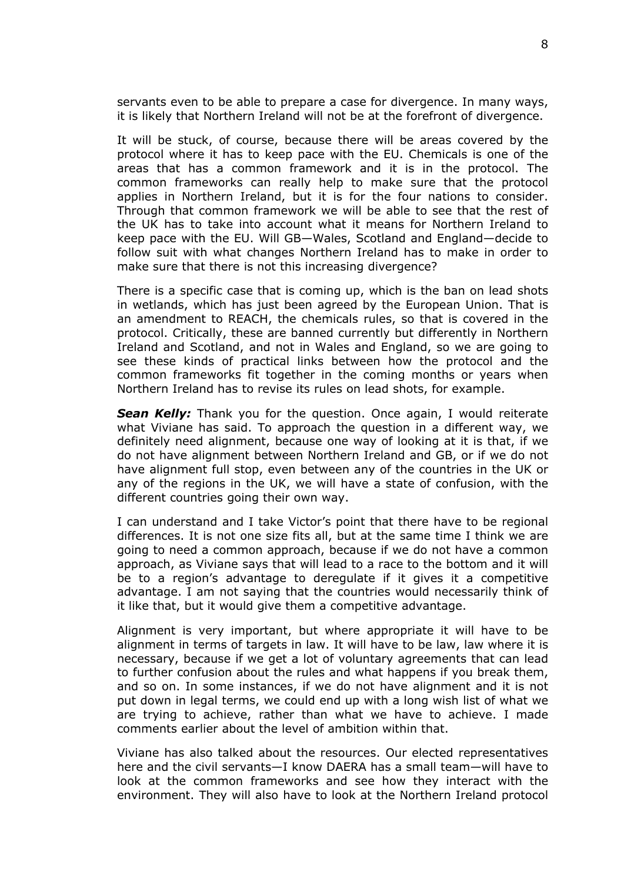servants even to be able to prepare a case for divergence. In many ways, it is likely that Northern Ireland will not be at the forefront of divergence.

It will be stuck, of course, because there will be areas covered by the protocol where it has to keep pace with the EU. Chemicals is one of the areas that has a common framework and it is in the protocol. The common frameworks can really help to make sure that the protocol applies in Northern Ireland, but it is for the four nations to consider. Through that common framework we will be able to see that the rest of the UK has to take into account what it means for Northern Ireland to keep pace with the EU. Will GB—Wales, Scotland and England—decide to follow suit with what changes Northern Ireland has to make in order to make sure that there is not this increasing divergence?

There is a specific case that is coming up, which is the ban on lead shots in wetlands, which has just been agreed by the European Union. That is an amendment to REACH, the chemicals rules, so that is covered in the protocol. Critically, these are banned currently but differently in Northern Ireland and Scotland, and not in Wales and England, so we are going to see these kinds of practical links between how the protocol and the common frameworks fit together in the coming months or years when Northern Ireland has to revise its rules on lead shots, for example.

***Sean Kelly:*** Thank you for the question. Once again, I would reiterate what Viviane has said. To approach the question in a different way, we definitely need alignment, because one way of looking at it is that, if we do not have alignment between Northern Ireland and GB, or if we do not have alignment full stop, even between any of the countries in the UK or any of the regions in the UK, we will have a state of confusion, with the different countries going their own way.

I can understand and I take Victor's point that there have to be regional differences. It is not one size fits all, but at the same time I think we are going to need a common approach, because if we do not have a common approach, as Viviane says that will lead to a race to the bottom and it will be to a region's advantage to deregulate if it gives it a competitive advantage. I am not saying that the countries would necessarily think of it like that, but it would give them a competitive advantage.

Alignment is very important, but where appropriate it will have to be alignment in terms of targets in law. It will have to be law, law where it is necessary, because if we get a lot of voluntary agreements that can lead to further confusion about the rules and what happens if you break them, and so on. In some instances, if we do not have alignment and it is not put down in legal terms, we could end up with a long wish list of what we are trying to achieve, rather than what we have to achieve. I made comments earlier about the level of ambition within that.

Viviane has also talked about the resources. Our elected representatives here and the civil servants—I know DAERA has a small team—will have to look at the common frameworks and see how they interact with the environment. They will also have to look at the Northern Ireland protocol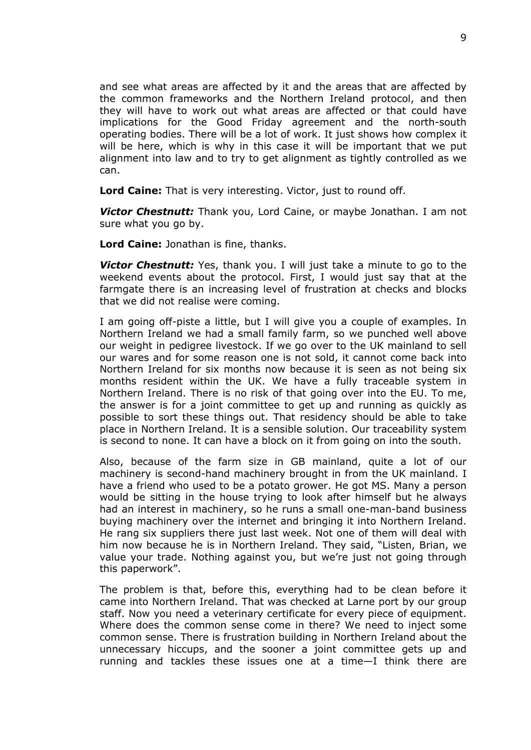and see what areas are affected by it and the areas that are affected by the common frameworks and the Northern Ireland protocol, and then they will have to work out what areas are affected or that could have implications for the Good Friday agreement and the north-south operating bodies. There will be a lot of work. It just shows how complex it will be here, which is why in this case it will be important that we put alignment into law and to try to get alignment as tightly controlled as we can.

**Lord Caine:** That is very interesting. Victor, just to round off.

***Victor Chestnutt:*** Thank you, Lord Caine, or maybe Jonathan. I am not sure what you go by.

**Lord Caine:** Jonathan is fine, thanks.

***Victor Chestnutt:*** Yes, thank you. I will just take a minute to go to the weekend events about the protocol. First, I would just say that at the farmgate there is an increasing level of frustration at checks and blocks that we did not realise were coming.

I am going off-piste a little, but I will give you a couple of examples. In Northern Ireland we had a small family farm, so we punched well above our weight in pedigree livestock. If we go over to the UK mainland to sell our wares and for some reason one is not sold, it cannot come back into Northern Ireland for six months now because it is seen as not being six months resident within the UK. We have a fully traceable system in Northern Ireland. There is no risk of that going over into the EU. To me, the answer is for a joint committee to get up and running as quickly as possible to sort these things out. That residency should be able to take place in Northern Ireland. It is a sensible solution. Our traceability system is second to none. It can have a block on it from going on into the south.

Also, because of the farm size in GB mainland, quite a lot of our machinery is second-hand machinery brought in from the UK mainland. I have a friend who used to be a potato grower. He got MS. Many a person would be sitting in the house trying to look after himself but he always had an interest in machinery, so he runs a small one-man-band business buying machinery over the internet and bringing it into Northern Ireland. He rang six suppliers there just last week. Not one of them will deal with him now because he is in Northern Ireland. They said, "Listen, Brian, we value your trade. Nothing against you, but we're just not going through this paperwork".

The problem is that, before this, everything had to be clean before it came into Northern Ireland. That was checked at Larne port by our group staff. Now you need a veterinary certificate for every piece of equipment. Where does the common sense come in there? We need to inject some common sense. There is frustration building in Northern Ireland about the unnecessary hiccups, and the sooner a joint committee gets up and running and tackles these issues one at a time—I think there are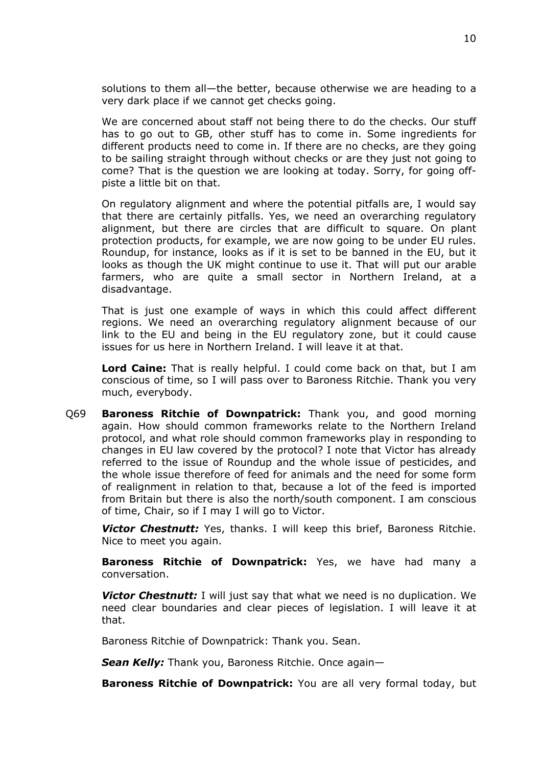solutions to them all—the better, because otherwise we are heading to a very dark place if we cannot get checks going.

We are concerned about staff not being there to do the checks. Our stuff has to go out to GB, other stuff has to come in. Some ingredients for different products need to come in. If there are no checks, are they going to be sailing straight through without checks or are they just not going to come? That is the question we are looking at today. Sorry, for going off-piste a little bit on that.

On regulatory alignment and where the potential pitfalls are, I would say that there are certainly pitfalls. Yes, we need an overarching regulatory alignment, but there are circles that are difficult to square. On plant protection products, for example, we are now going to be under EU rules. Roundup, for instance, looks as if it is set to be banned in the EU, but it looks as though the UK might continue to use it. That will put our arable farmers, who are quite a small sector in Northern Ireland, at a disadvantage.

That is just one example of ways in which this could affect different regions. We need an overarching regulatory alignment because of our link to the EU and being in the EU regulatory zone, but it could cause issues for us here in Northern Ireland. I will leave it at that.

**Lord Caine:** That is really helpful. I could come back on that, but I am conscious of time, so I will pass over to Baroness Ritchie. Thank you very much, everybody.

Q69 **Baroness Ritchie of Downpatrick:** Thank you, and good morning again. How should common frameworks relate to the Northern Ireland protocol, and what role should common frameworks play in responding to changes in EU law covered by the protocol? I note that Victor has already referred to the issue of Roundup and the whole issue of pesticides, and the whole issue therefore of feed for animals and the need for some form of realignment in relation to that, because a lot of the feed is imported from Britain but there is also the north/south component. I am conscious of time, Chair, so if I may I will go to Victor.

***Victor Chestnutt:*** Yes, thanks. I will keep this brief, Baroness Ritchie. Nice to meet you again.

**Baroness Ritchie of Downpatrick:** Yes, we have had many a conversation.

***Victor Chestnutt:*** I will just say that what we need is no duplication. We need clear boundaries and clear pieces of legislation. I will leave it at that.

Baroness Ritchie of Downpatrick: Thank you. Sean.

***Sean Kelly:*** Thank you, Baroness Ritchie. Once again—

**Baroness Ritchie of Downpatrick:** You are all very formal today, but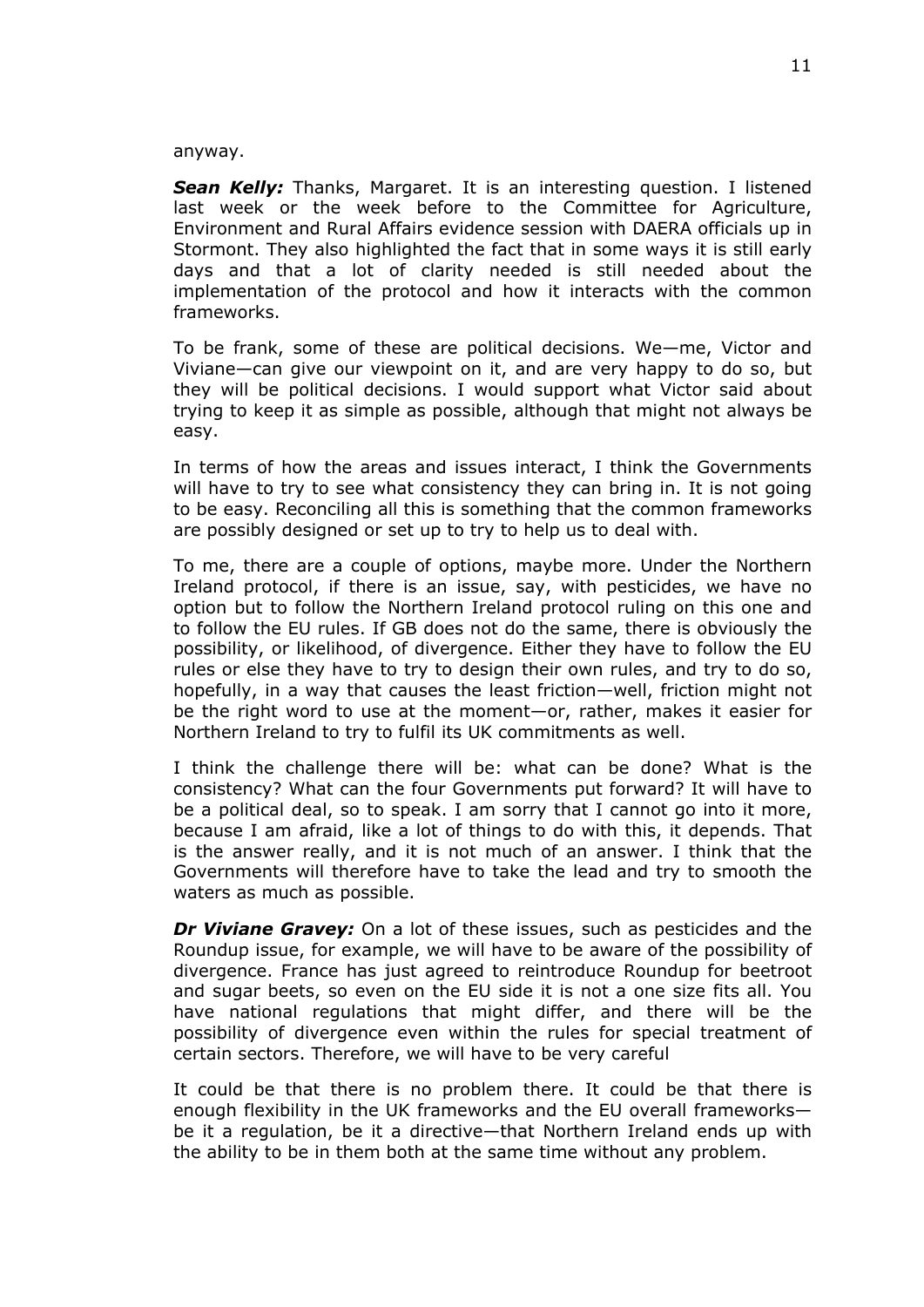anyway.

***Sean Kelly:*** Thanks, Margaret. It is an interesting question. I listened last week or the week before to the Committee for Agriculture, Environment and Rural Affairs evidence session with DAERA officials up in Stormont. They also highlighted the fact that in some ways it is still early days and that a lot of clarity needed is still needed about the implementation of the protocol and how it interacts with the common frameworks.

To be frank, some of these are political decisions. We—me, Victor and Viviane—can give our viewpoint on it, and are very happy to do so, but they will be political decisions. I would support what Victor said about trying to keep it as simple as possible, although that might not always be easy.

In terms of how the areas and issues interact, I think the Governments will have to try to see what consistency they can bring in. It is not going to be easy. Reconciling all this is something that the common frameworks are possibly designed or set up to try to help us to deal with.

To me, there are a couple of options, maybe more. Under the Northern Ireland protocol, if there is an issue, say, with pesticides, we have no option but to follow the Northern Ireland protocol ruling on this one and to follow the EU rules. If GB does not do the same, there is obviously the possibility, or likelihood, of divergence. Either they have to follow the EU rules or else they have to try to design their own rules, and try to do so, hopefully, in a way that causes the least friction—well, friction might not be the right word to use at the moment—or, rather, makes it easier for Northern Ireland to try to fulfil its UK commitments as well.

I think the challenge there will be: what can be done? What is the consistency? What can the four Governments put forward? It will have to be a political deal, so to speak. I am sorry that I cannot go into it more, because I am afraid, like a lot of things to do with this, it depends. That is the answer really, and it is not much of an answer. I think that the Governments will therefore have to take the lead and try to smooth the waters as much as possible.

***Dr Viviane Gravey:*** On a lot of these issues, such as pesticides and the Roundup issue, for example, we will have to be aware of the possibility of divergence. France has just agreed to reintroduce Roundup for beetroot and sugar beets, so even on the EU side it is not a one size fits all. You have national regulations that might differ, and there will be the possibility of divergence even within the rules for special treatment of certain sectors. Therefore, we will have to be very careful

It could be that there is no problem there. It could be that there is enough flexibility in the UK frameworks and the EU overall frameworks—be it a regulation, be it a directive—that Northern Ireland ends up with the ability to be in them both at the same time without any problem.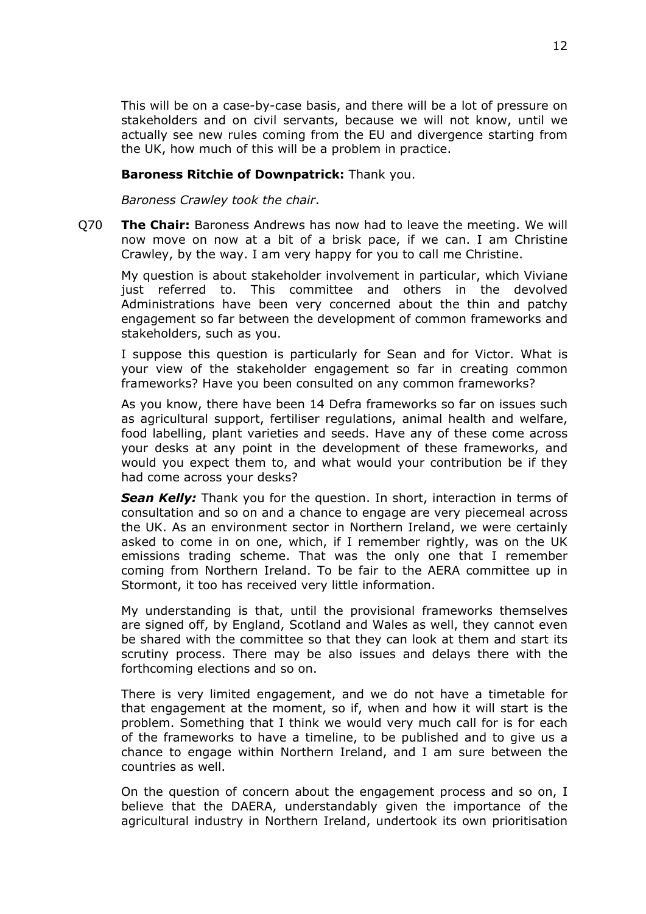This will be on a case-by-case basis, and there will be a lot of pressure on stakeholders and on civil servants, because we will not know, until we actually see new rules coming from the EU and divergence starting from the UK, how much of this will be a problem in practice.

**Baroness Ritchie of Downpatrick:** Thank you.

*Baroness Crawley took the chair*.

Q70 **The Chair:** Baroness Andrews has now had to leave the meeting. We will now move on now at a bit of a brisk pace, if we can. I am Christine Crawley, by the way. I am very happy for you to call me Christine.

My question is about stakeholder involvement in particular, which Viviane just referred to. This committee and others in the devolved Administrations have been very concerned about the thin and patchy engagement so far between the development of common frameworks and stakeholders, such as you.

I suppose this question is particularly for Sean and for Victor. What is your view of the stakeholder engagement so far in creating common frameworks? Have you been consulted on any common frameworks?

As you know, there have been 14 Defra frameworks so far on issues such as agricultural support, fertiliser regulations, animal health and welfare, food labelling, plant varieties and seeds. Have any of these come across your desks at any point in the development of these frameworks, and would you expect them to, and what would your contribution be if they had come across your desks?

***Sean Kelly:*** Thank you for the question. In short, interaction in terms of consultation and so on and a chance to engage are very piecemeal across the UK. As an environment sector in Northern Ireland, we were certainly asked to come in on one, which, if I remember rightly, was on the UK emissions trading scheme. That was the only one that I remember coming from Northern Ireland. To be fair to the AERA committee up in Stormont, it too has received very little information.

My understanding is that, until the provisional frameworks themselves are signed off, by England, Scotland and Wales as well, they cannot even be shared with the committee so that they can look at them and start its scrutiny process. There may be also issues and delays there with the forthcoming elections and so on.

There is very limited engagement, and we do not have a timetable for that engagement at the moment, so if, when and how it will start is the problem. Something that I think we would very much call for is for each of the frameworks to have a timeline, to be published and to give us a chance to engage within Northern Ireland, and I am sure between the countries as well.

On the question of concern about the engagement process and so on, I believe that the DAERA, understandably given the importance of the agricultural industry in Northern Ireland, undertook its own prioritisation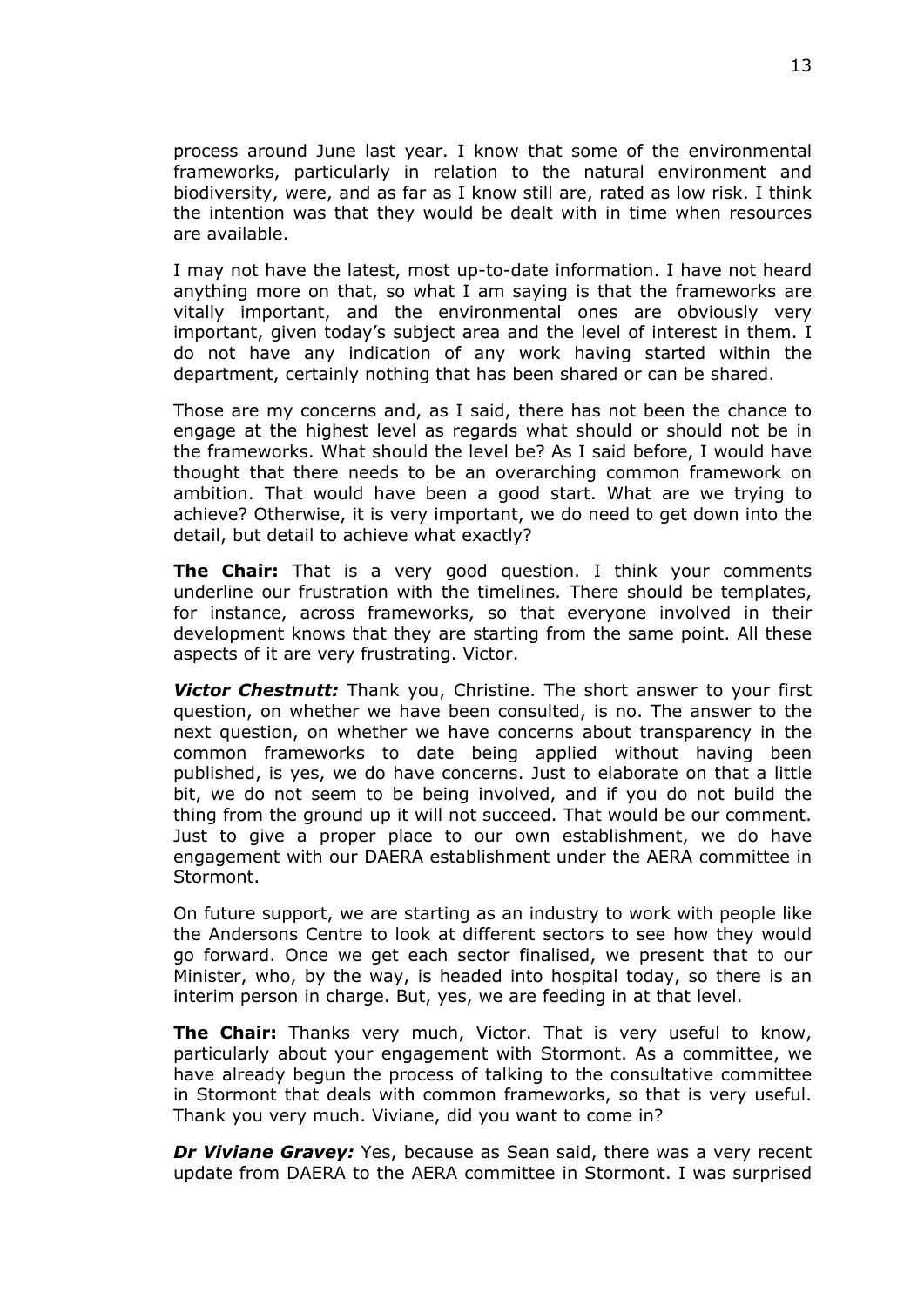process around June last year. I know that some of the environmental frameworks, particularly in relation to the natural environment and biodiversity, were, and as far as I know still are, rated as low risk. I think the intention was that they would be dealt with in time when resources are available.

I may not have the latest, most up-to-date information. I have not heard anything more on that, so what I am saying is that the frameworks are vitally important, and the environmental ones are obviously very important, given today's subject area and the level of interest in them. I do not have any indication of any work having started within the department, certainly nothing that has been shared or can be shared.

Those are my concerns and, as I said, there has not been the chance to engage at the highest level as regards what should or should not be in the frameworks. What should the level be? As I said before, I would have thought that there needs to be an overarching common framework on ambition. That would have been a good start. What are we trying to achieve? Otherwise, it is very important, we do need to get down into the detail, but detail to achieve what exactly?

**The Chair:** That is a very good question. I think your comments underline our frustration with the timelines. There should be templates, for instance, across frameworks, so that everyone involved in their development knows that they are starting from the same point. All these aspects of it are very frustrating. Victor.

***Victor Chestnutt:*** Thank you, Christine. The short answer to your first question, on whether we have been consulted, is no. The answer to the next question, on whether we have concerns about transparency in the common frameworks to date being applied without having been published, is yes, we do have concerns. Just to elaborate on that a little bit, we do not seem to be being involved, and if you do not build the thing from the ground up it will not succeed. That would be our comment. Just to give a proper place to our own establishment, we do have engagement with our DAERA establishment under the AERA committee in Stormont.

On future support, we are starting as an industry to work with people like the Andersons Centre to look at different sectors to see how they would go forward. Once we get each sector finalised, we present that to our Minister, who, by the way, is headed into hospital today, so there is an interim person in charge. But, yes, we are feeding in at that level.

**The Chair:** Thanks very much, Victor. That is very useful to know, particularly about your engagement with Stormont. As a committee, we have already begun the process of talking to the consultative committee in Stormont that deals with common frameworks, so that is very useful. Thank you very much. Viviane, did you want to come in?

***Dr Viviane Gravey:*** Yes, because as Sean said, there was a very recent update from DAERA to the AERA committee in Stormont. I was surprised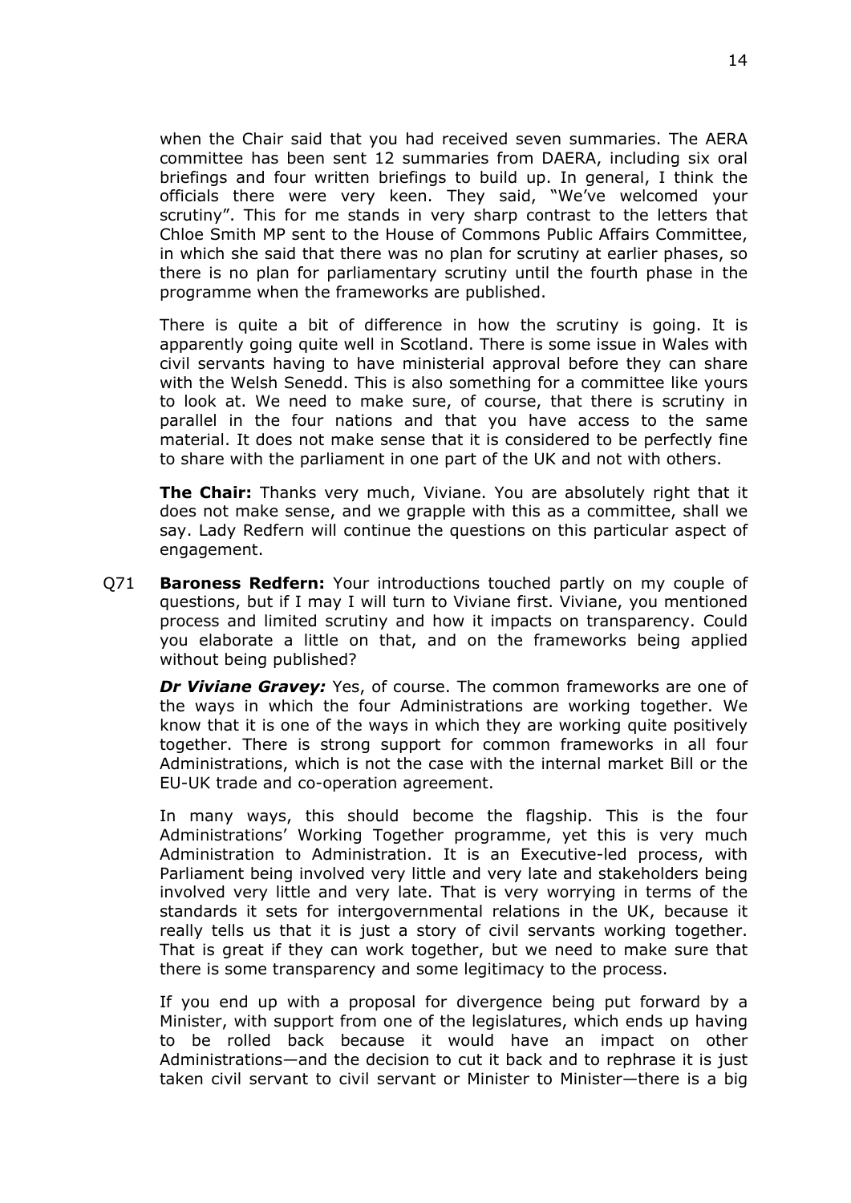when the Chair said that you had received seven summaries. The AERA committee has been sent 12 summaries from DAERA, including six oral briefings and four written briefings to build up. In general, I think the officials there were very keen. They said, "We've welcomed your scrutiny". This for me stands in very sharp contrast to the letters that Chloe Smith MP sent to the House of Commons Public Affairs Committee, in which she said that there was no plan for scrutiny at earlier phases, so there is no plan for parliamentary scrutiny until the fourth phase in the programme when the frameworks are published.

There is quite a bit of difference in how the scrutiny is going. It is apparently going quite well in Scotland. There is some issue in Wales with civil servants having to have ministerial approval before they can share with the Welsh Senedd. This is also something for a committee like yours to look at. We need to make sure, of course, that there is scrutiny in parallel in the four nations and that you have access to the same material. It does not make sense that it is considered to be perfectly fine to share with the parliament in one part of the UK and not with others.

**The Chair:** Thanks very much, Viviane. You are absolutely right that it does not make sense, and we grapple with this as a committee, shall we say. Lady Redfern will continue the questions on this particular aspect of engagement.

Q71 **Baroness Redfern:** Your introductions touched partly on my couple of questions, but if I may I will turn to Viviane first. Viviane, you mentioned process and limited scrutiny and how it impacts on transparency. Could you elaborate a little on that, and on the frameworks being applied without being published?

***Dr Viviane Gravey:*** Yes, of course. The common frameworks are one of the ways in which the four Administrations are working together. We know that it is one of the ways in which they are working quite positively together. There is strong support for common frameworks in all four Administrations, which is not the case with the internal market Bill or the EU-UK trade and co-operation agreement.

In many ways, this should become the flagship. This is the four Administrations' Working Together programme, yet this is very much Administration to Administration. It is an Executive-led process, with Parliament being involved very little and very late and stakeholders being involved very little and very late. That is very worrying in terms of the standards it sets for intergovernmental relations in the UK, because it really tells us that it is just a story of civil servants working together. That is great if they can work together, but we need to make sure that there is some transparency and some legitimacy to the process.

If you end up with a proposal for divergence being put forward by a Minister, with support from one of the legislatures, which ends up having to be rolled back because it would have an impact on other Administrations—and the decision to cut it back and to rephrase it is just taken civil servant to civil servant or Minister to Minister—there is a big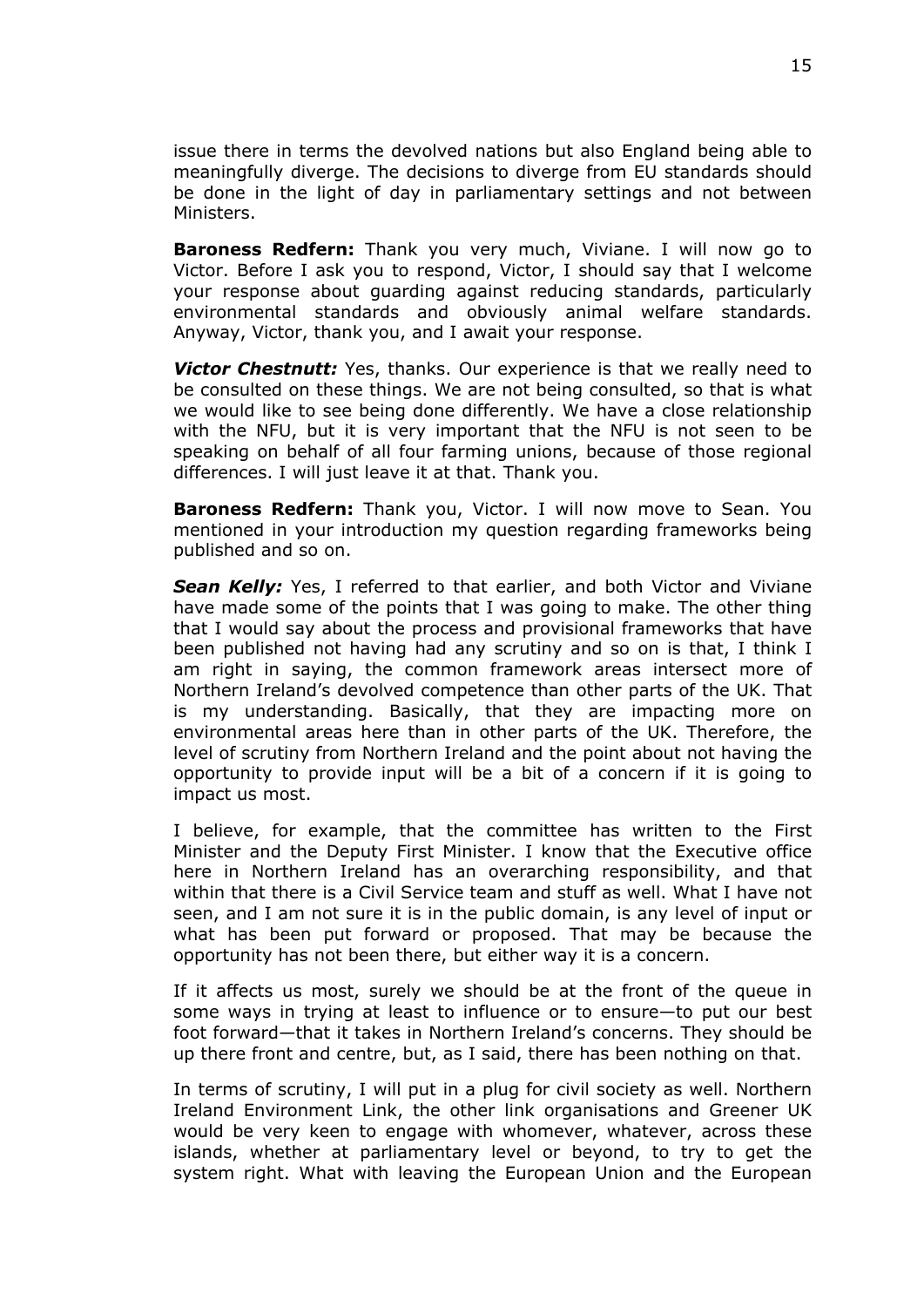issue there in terms the devolved nations but also England being able to meaningfully diverge. The decisions to diverge from EU standards should be done in the light of day in parliamentary settings and not between Ministers.

**Baroness Redfern:** Thank you very much, Viviane. I will now go to Victor. Before I ask you to respond, Victor, I should say that I welcome your response about guarding against reducing standards, particularly environmental standards and obviously animal welfare standards. Anyway, Victor, thank you, and I await your response.

***Victor Chestnutt:*** Yes, thanks. Our experience is that we really need to be consulted on these things. We are not being consulted, so that is what we would like to see being done differently. We have a close relationship with the NFU, but it is very important that the NFU is not seen to be speaking on behalf of all four farming unions, because of those regional differences. I will just leave it at that. Thank you.

**Baroness Redfern:** Thank you, Victor. I will now move to Sean. You mentioned in your introduction my question regarding frameworks being published and so on.

***Sean Kelly:*** Yes, I referred to that earlier, and both Victor and Viviane have made some of the points that I was going to make. The other thing that I would say about the process and provisional frameworks that have been published not having had any scrutiny and so on is that, I think I am right in saying, the common framework areas intersect more of Northern Ireland's devolved competence than other parts of the UK. That is my understanding. Basically, that they are impacting more on environmental areas here than in other parts of the UK. Therefore, the level of scrutiny from Northern Ireland and the point about not having the opportunity to provide input will be a bit of a concern if it is going to impact us most.

I believe, for example, that the committee has written to the First Minister and the Deputy First Minister. I know that the Executive office here in Northern Ireland has an overarching responsibility, and that within that there is a Civil Service team and stuff as well. What I have not seen, and I am not sure it is in the public domain, is any level of input or what has been put forward or proposed. That may be because the opportunity has not been there, but either way it is a concern.

If it affects us most, surely we should be at the front of the queue in some ways in trying at least to influence or to ensure—to put our best foot forward—that it takes in Northern Ireland's concerns. They should be up there front and centre, but, as I said, there has been nothing on that.

In terms of scrutiny, I will put in a plug for civil society as well. Northern Ireland Environment Link, the other link organisations and Greener UK would be very keen to engage with whomever, whatever, across these islands, whether at parliamentary level or beyond, to try to get the system right. What with leaving the European Union and the European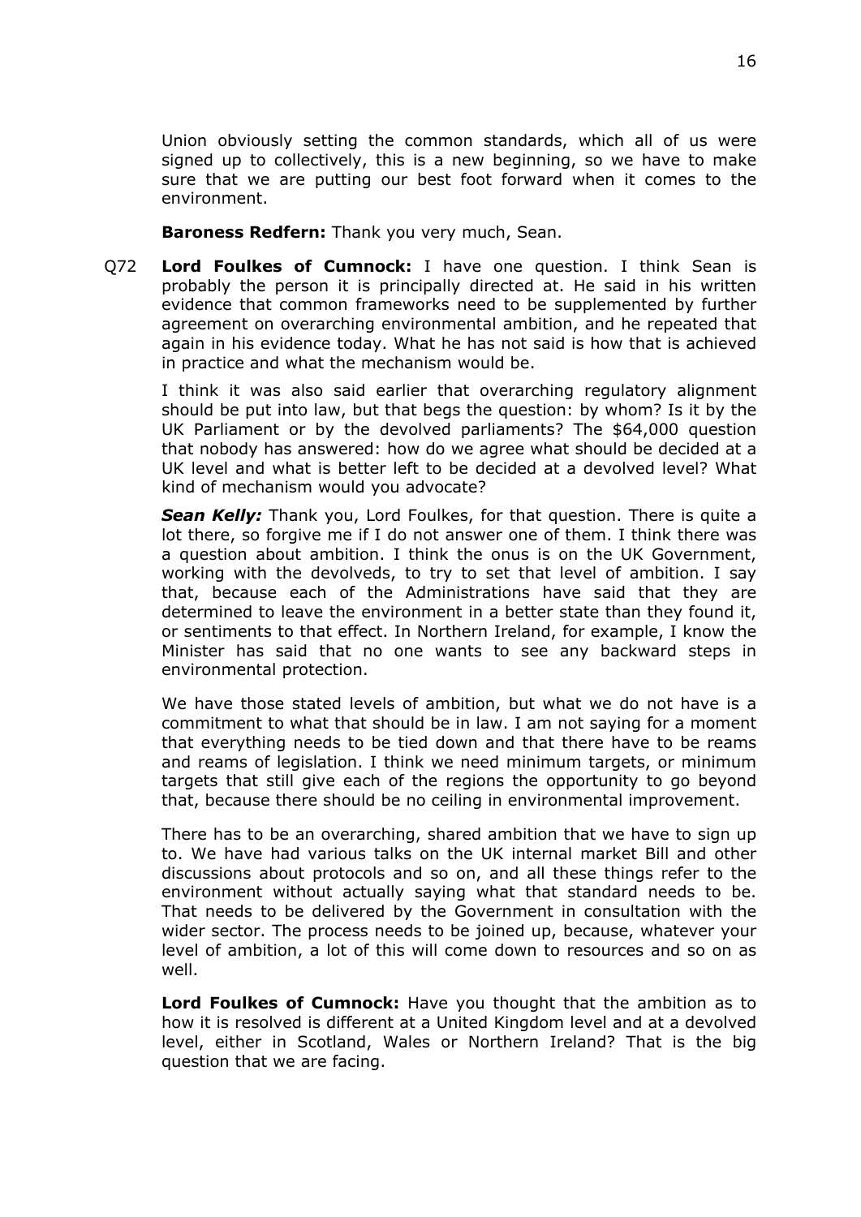Union obviously setting the common standards, which all of us were signed up to collectively, this is a new beginning, so we have to make sure that we are putting our best foot forward when it comes to the environment.

**Baroness Redfern:** Thank you very much, Sean.

Q72 **Lord Foulkes of Cumnock:** I have one question. I think Sean is probably the person it is principally directed at. He said in his written evidence that common frameworks need to be supplemented by further agreement on overarching environmental ambition, and he repeated that again in his evidence today. What he has not said is how that is achieved in practice and what the mechanism would be.

I think it was also said earlier that overarching regulatory alignment should be put into law, but that begs the question: by whom? Is it by the UK Parliament or by the devolved parliaments? The $64,000 question that nobody has answered: how do we agree what should be decided at a UK level and what is better left to be decided at a devolved level? What kind of mechanism would you advocate?

***Sean Kelly:*** Thank you, Lord Foulkes, for that question. There is quite a lot there, so forgive me if I do not answer one of them. I think there was a question about ambition. I think the onus is on the UK Government, working with the devolveds, to try to set that level of ambition. I say that, because each of the Administrations have said that they are determined to leave the environment in a better state than they found it, or sentiments to that effect. In Northern Ireland, for example, I know the Minister has said that no one wants to see any backward steps in environmental protection.

We have those stated levels of ambition, but what we do not have is a commitment to what that should be in law. I am not saying for a moment that everything needs to be tied down and that there have to be reams and reams of legislation. I think we need minimum targets, or minimum targets that still give each of the regions the opportunity to go beyond that, because there should be no ceiling in environmental improvement.

There has to be an overarching, shared ambition that we have to sign up to. We have had various talks on the UK internal market Bill and other discussions about protocols and so on, and all these things refer to the environment without actually saying what that standard needs to be. That needs to be delivered by the Government in consultation with the wider sector. The process needs to be joined up, because, whatever your level of ambition, a lot of this will come down to resources and so on as well.

**Lord Foulkes of Cumnock:** Have you thought that the ambition as to how it is resolved is different at a United Kingdom level and at a devolved level, either in Scotland, Wales or Northern Ireland? That is the big question that we are facing.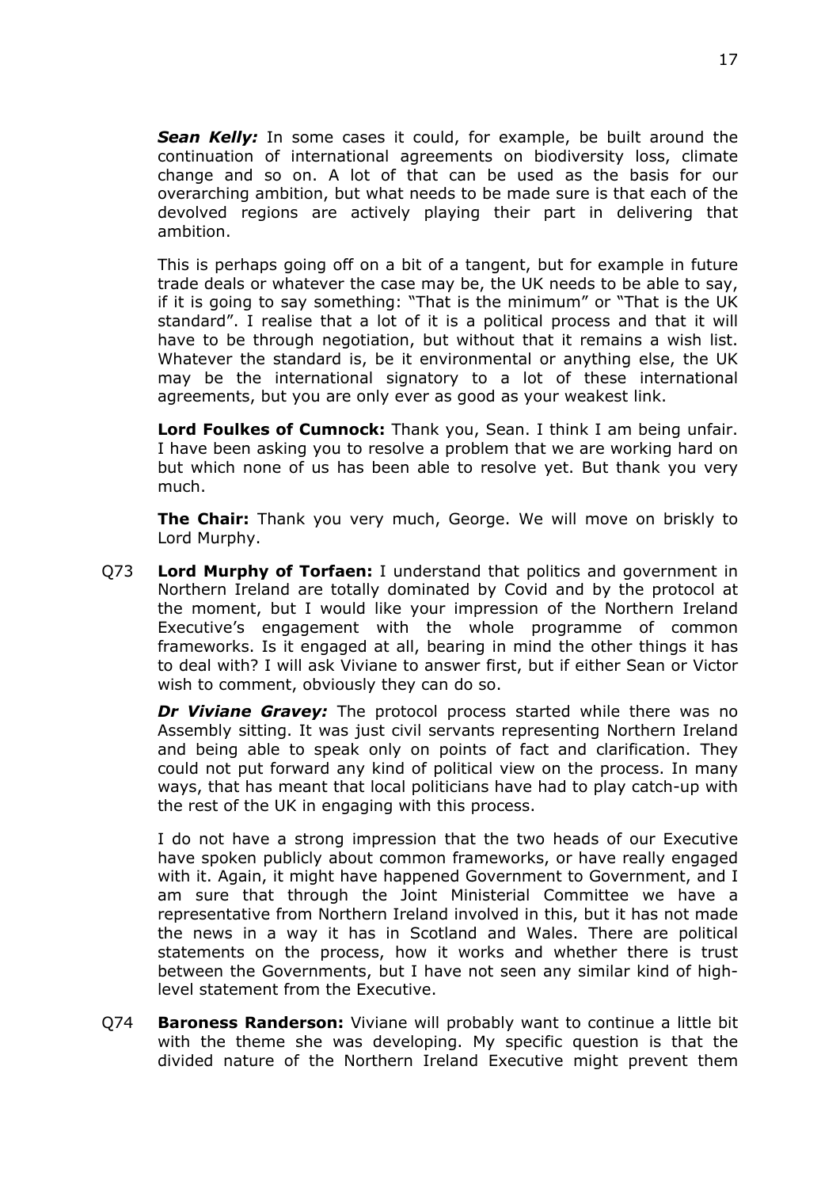***Sean Kelly:*** In some cases it could, for example, be built around the continuation of international agreements on biodiversity loss, climate change and so on. A lot of that can be used as the basis for our overarching ambition, but what needs to be made sure is that each of the devolved regions are actively playing their part in delivering that ambition.

This is perhaps going off on a bit of a tangent, but for example in future trade deals or whatever the case may be, the UK needs to be able to say, if it is going to say something: "That is the minimum" or "That is the UK standard". I realise that a lot of it is a political process and that it will have to be through negotiation, but without that it remains a wish list. Whatever the standard is, be it environmental or anything else, the UK may be the international signatory to a lot of these international agreements, but you are only ever as good as your weakest link.

**Lord Foulkes of Cumnock:** Thank you, Sean. I think I am being unfair. I have been asking you to resolve a problem that we are working hard on but which none of us has been able to resolve yet. But thank you very much.

**The Chair:** Thank you very much, George. We will move on briskly to Lord Murphy.

Q73 **Lord Murphy of Torfaen:** I understand that politics and government in Northern Ireland are totally dominated by Covid and by the protocol at the moment, but I would like your impression of the Northern Ireland Executive's engagement with the whole programme of common frameworks. Is it engaged at all, bearing in mind the other things it has to deal with? I will ask Viviane to answer first, but if either Sean or Victor wish to comment, obviously they can do so.

***Dr Viviane Gravey:*** The protocol process started while there was no Assembly sitting. It was just civil servants representing Northern Ireland and being able to speak only on points of fact and clarification. They could not put forward any kind of political view on the process. In many ways, that has meant that local politicians have had to play catch-up with the rest of the UK in engaging with this process.

I do not have a strong impression that the two heads of our Executive have spoken publicly about common frameworks, or have really engaged with it. Again, it might have happened Government to Government, and I am sure that through the Joint Ministerial Committee we have a representative from Northern Ireland involved in this, but it has not made the news in a way it has in Scotland and Wales. There are political statements on the process, how it works and whether there is trust between the Governments, but I have not seen any similar kind of high-level statement from the Executive.

Q74 **Baroness Randerson:** Viviane will probably want to continue a little bit with the theme she was developing. My specific question is that the divided nature of the Northern Ireland Executive might prevent them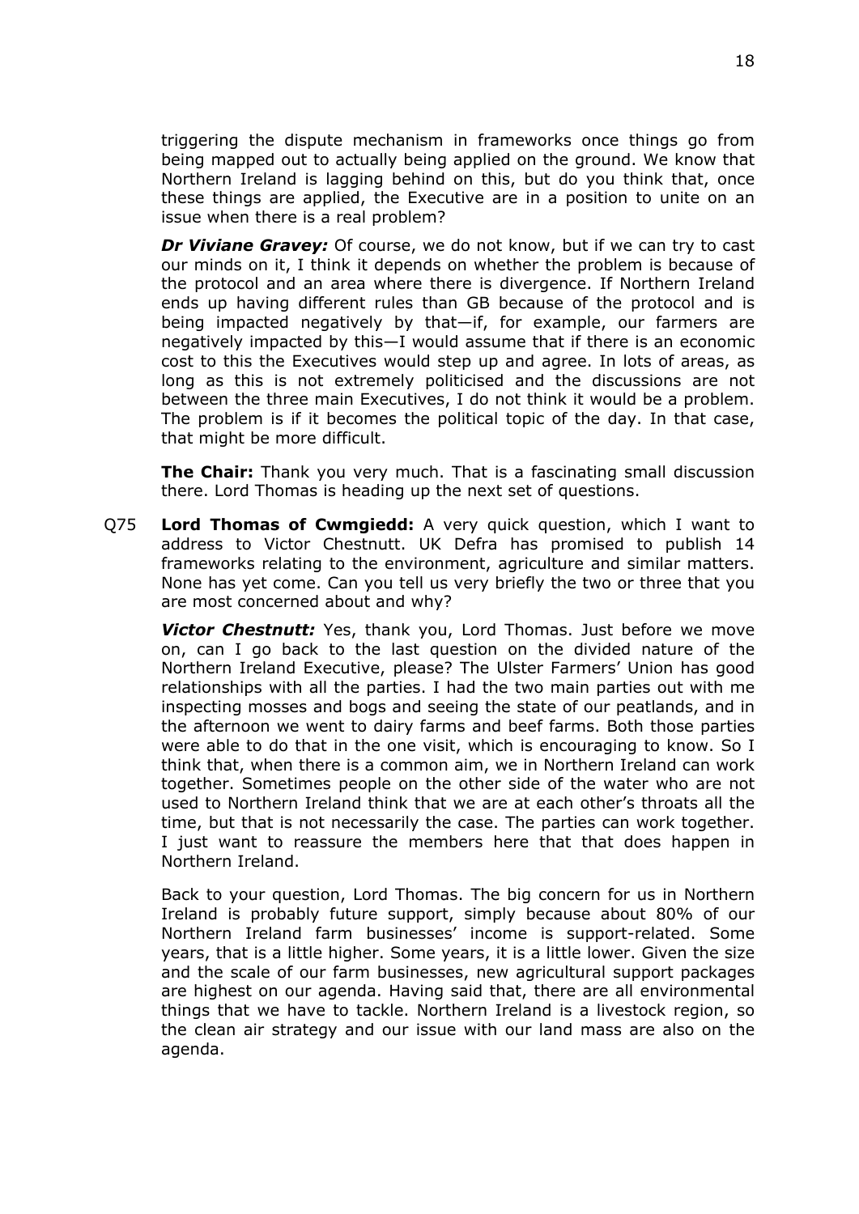triggering the dispute mechanism in frameworks once things go from being mapped out to actually being applied on the ground. We know that Northern Ireland is lagging behind on this, but do you think that, once these things are applied, the Executive are in a position to unite on an issue when there is a real problem?

***Dr Viviane Gravey:*** Of course, we do not know, but if we can try to cast our minds on it, I think it depends on whether the problem is because of the protocol and an area where there is divergence. If Northern Ireland ends up having different rules than GB because of the protocol and is being impacted negatively by that—if, for example, our farmers are negatively impacted by this—I would assume that if there is an economic cost to this the Executives would step up and agree. In lots of areas, as long as this is not extremely politicised and the discussions are not between the three main Executives, I do not think it would be a problem. The problem is if it becomes the political topic of the day. In that case, that might be more difficult.

**The Chair:** Thank you very much. That is a fascinating small discussion there. Lord Thomas is heading up the next set of questions.

Q75 **Lord Thomas of Cwmgiedd:** A very quick question, which I want to address to Victor Chestnutt. UK Defra has promised to publish 14 frameworks relating to the environment, agriculture and similar matters. None has yet come. Can you tell us very briefly the two or three that you are most concerned about and why?

***Victor Chestnutt:*** Yes, thank you, Lord Thomas. Just before we move on, can I go back to the last question on the divided nature of the Northern Ireland Executive, please? The Ulster Farmers' Union has good relationships with all the parties. I had the two main parties out with me inspecting mosses and bogs and seeing the state of our peatlands, and in the afternoon we went to dairy farms and beef farms. Both those parties were able to do that in the one visit, which is encouraging to know. So I think that, when there is a common aim, we in Northern Ireland can work together. Sometimes people on the other side of the water who are not used to Northern Ireland think that we are at each other's throats all the time, but that is not necessarily the case. The parties can work together. I just want to reassure the members here that that does happen in Northern Ireland.

Back to your question, Lord Thomas. The big concern for us in Northern Ireland is probably future support, simply because about 80% of our Northern Ireland farm businesses' income is support-related. Some years, that is a little higher. Some years, it is a little lower. Given the size and the scale of our farm businesses, new agricultural support packages are highest on our agenda. Having said that, there are all environmental things that we have to tackle. Northern Ireland is a livestock region, so the clean air strategy and our issue with our land mass are also on the agenda.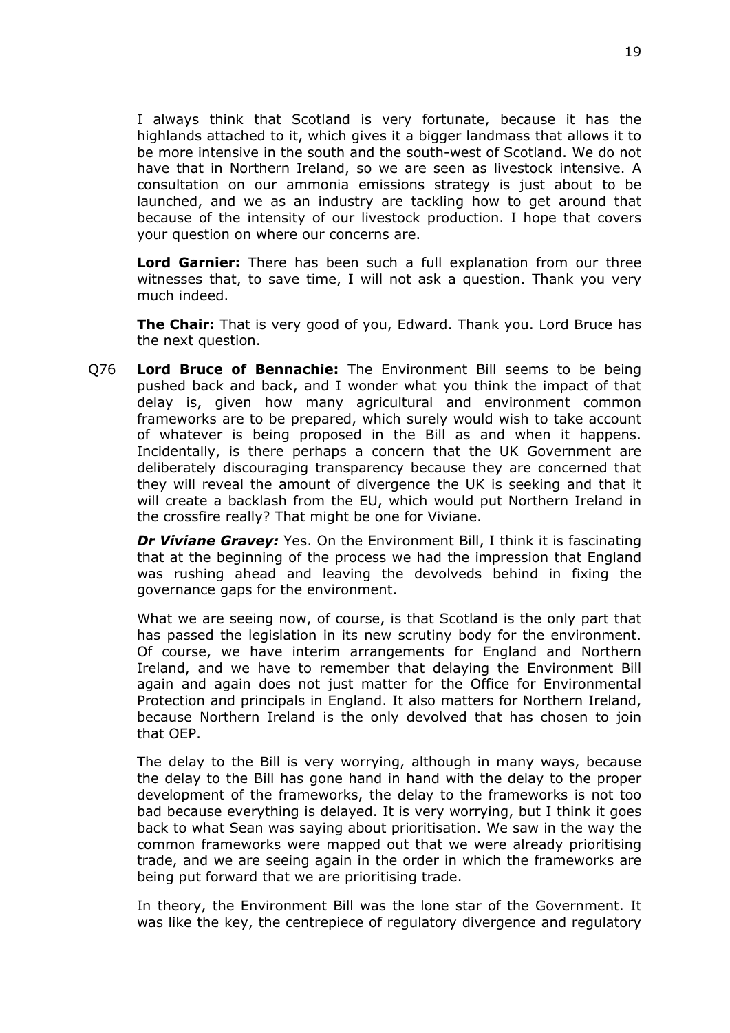I always think that Scotland is very fortunate, because it has the highlands attached to it, which gives it a bigger landmass that allows it to be more intensive in the south and the south-west of Scotland. We do not have that in Northern Ireland, so we are seen as livestock intensive. A consultation on our ammonia emissions strategy is just about to be launched, and we as an industry are tackling how to get around that because of the intensity of our livestock production. I hope that covers your question on where our concerns are.

**Lord Garnier:** There has been such a full explanation from our three witnesses that, to save time, I will not ask a question. Thank you very much indeed.

**The Chair:** That is very good of you, Edward. Thank you. Lord Bruce has the next question.

Q76 **Lord Bruce of Bennachie:** The Environment Bill seems to be being pushed back and back, and I wonder what you think the impact of that delay is, given how many agricultural and environment common frameworks are to be prepared, which surely would wish to take account of whatever is being proposed in the Bill as and when it happens. Incidentally, is there perhaps a concern that the UK Government are deliberately discouraging transparency because they are concerned that they will reveal the amount of divergence the UK is seeking and that it will create a backlash from the EU, which would put Northern Ireland in the crossfire really? That might be one for Viviane.

***Dr Viviane Gravey:*** Yes. On the Environment Bill, I think it is fascinating that at the beginning of the process we had the impression that England was rushing ahead and leaving the devolveds behind in fixing the governance gaps for the environment.

What we are seeing now, of course, is that Scotland is the only part that has passed the legislation in its new scrutiny body for the environment. Of course, we have interim arrangements for England and Northern Ireland, and we have to remember that delaying the Environment Bill again and again does not just matter for the Office for Environmental Protection and principals in England. It also matters for Northern Ireland, because Northern Ireland is the only devolved that has chosen to join that OEP.

The delay to the Bill is very worrying, although in many ways, because the delay to the Bill has gone hand in hand with the delay to the proper development of the frameworks, the delay to the frameworks is not too bad because everything is delayed. It is very worrying, but I think it goes back to what Sean was saying about prioritisation. We saw in the way the common frameworks were mapped out that we were already prioritising trade, and we are seeing again in the order in which the frameworks are being put forward that we are prioritising trade.

In theory, the Environment Bill was the lone star of the Government. It was like the key, the centrepiece of regulatory divergence and regulatory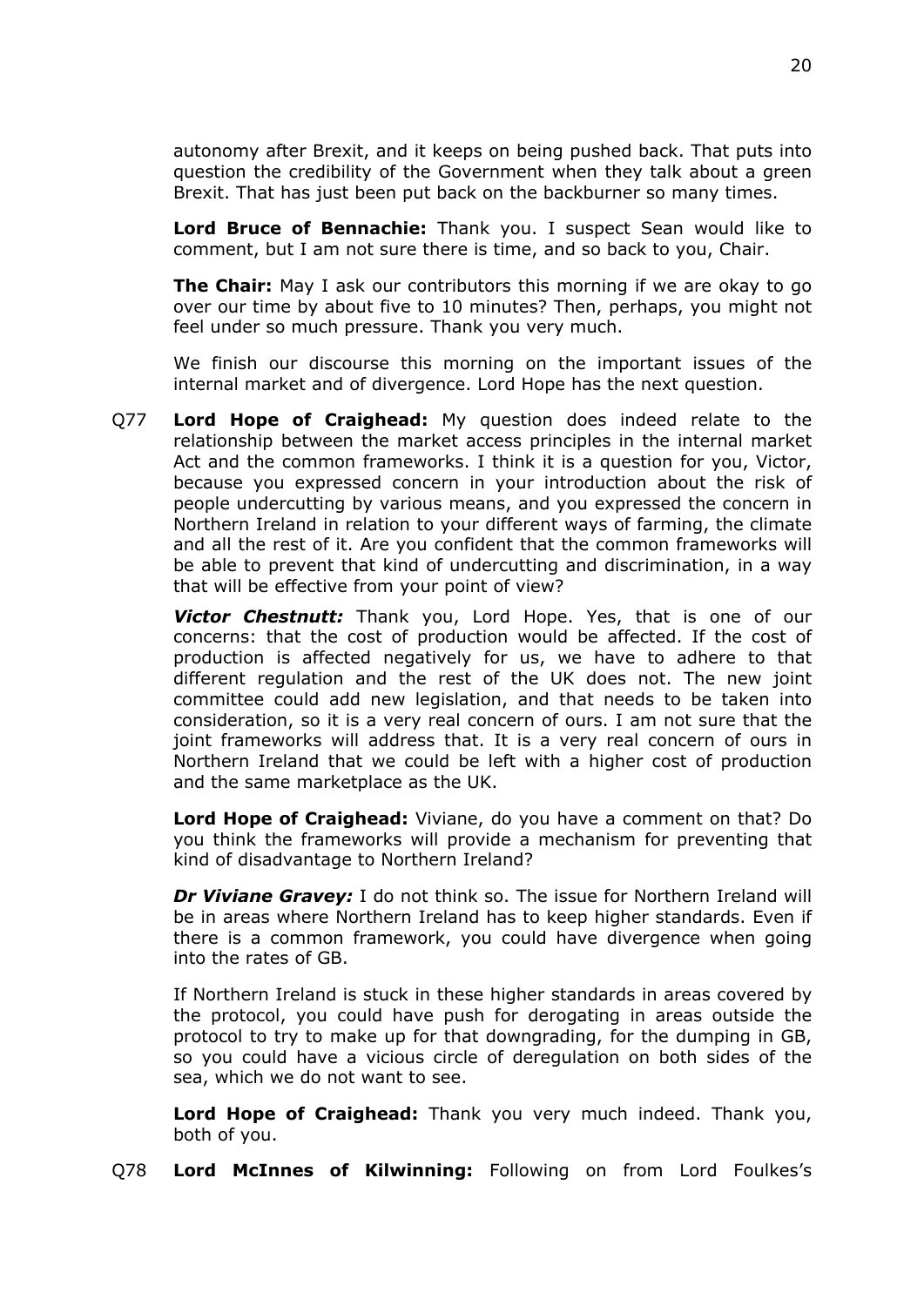autonomy after Brexit, and it keeps on being pushed back. That puts into question the credibility of the Government when they talk about a green Brexit. That has just been put back on the backburner so many times.

**Lord Bruce of Bennachie:** Thank you. I suspect Sean would like to comment, but I am not sure there is time, and so back to you, Chair.

**The Chair:** May I ask our contributors this morning if we are okay to go over our time by about five to 10 minutes? Then, perhaps, you might not feel under so much pressure. Thank you very much.

We finish our discourse this morning on the important issues of the internal market and of divergence. Lord Hope has the next question.

Q77 **Lord Hope of Craighead:** My question does indeed relate to the relationship between the market access principles in the internal market Act and the common frameworks. I think it is a question for you, Victor, because you expressed concern in your introduction about the risk of people undercutting by various means, and you expressed the concern in Northern Ireland in relation to your different ways of farming, the climate and all the rest of it. Are you confident that the common frameworks will be able to prevent that kind of undercutting and discrimination, in a way that will be effective from your point of view?

***Victor Chestnutt:*** Thank you, Lord Hope. Yes, that is one of our concerns: that the cost of production would be affected. If the cost of production is affected negatively for us, we have to adhere to that different regulation and the rest of the UK does not. The new joint committee could add new legislation, and that needs to be taken into consideration, so it is a very real concern of ours. I am not sure that the joint frameworks will address that. It is a very real concern of ours in Northern Ireland that we could be left with a higher cost of production and the same marketplace as the UK.

**Lord Hope of Craighead:** Viviane, do you have a comment on that? Do you think the frameworks will provide a mechanism for preventing that kind of disadvantage to Northern Ireland?

***Dr Viviane Gravey:*** I do not think so. The issue for Northern Ireland will be in areas where Northern Ireland has to keep higher standards. Even if there is a common framework, you could have divergence when going into the rates of GB.

If Northern Ireland is stuck in these higher standards in areas covered by the protocol, you could have push for derogating in areas outside the protocol to try to make up for that downgrading, for the dumping in GB, so you could have a vicious circle of deregulation on both sides of the sea, which we do not want to see.

**Lord Hope of Craighead:** Thank you very much indeed. Thank you, both of you.

Q78 **Lord McInnes of Kilwinning:** Following on from Lord Foulkes's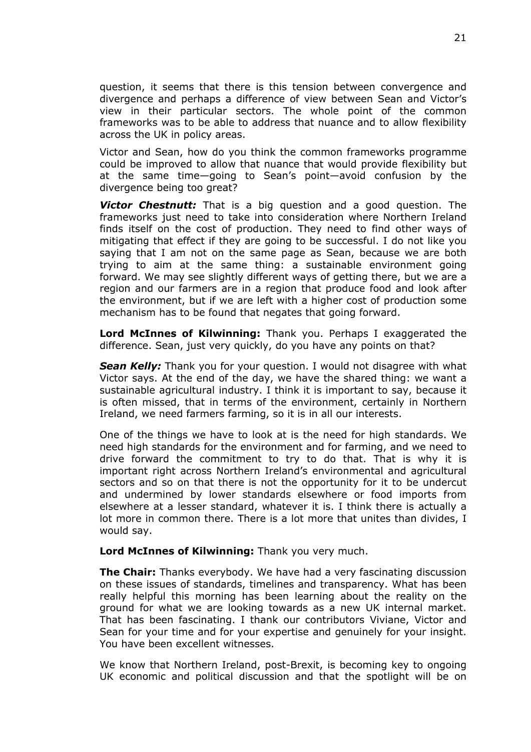question, it seems that there is this tension between convergence and divergence and perhaps a difference of view between Sean and Victor's view in their particular sectors. The whole point of the common frameworks was to be able to address that nuance and to allow flexibility across the UK in policy areas.

Victor and Sean, how do you think the common frameworks programme could be improved to allow that nuance that would provide flexibility but at the same time—going to Sean's point—avoid confusion by the divergence being too great?

***Victor Chestnutt:*** That is a big question and a good question. The frameworks just need to take into consideration where Northern Ireland finds itself on the cost of production. They need to find other ways of mitigating that effect if they are going to be successful. I do not like you saying that I am not on the same page as Sean, because we are both trying to aim at the same thing: a sustainable environment going forward. We may see slightly different ways of getting there, but we are a region and our farmers are in a region that produce food and look after the environment, but if we are left with a higher cost of production some mechanism has to be found that negates that going forward.

**Lord McInnes of Kilwinning:** Thank you. Perhaps I exaggerated the difference. Sean, just very quickly, do you have any points on that?

***Sean Kelly:*** Thank you for your question. I would not disagree with what Victor says. At the end of the day, we have the shared thing: we want a sustainable agricultural industry. I think it is important to say, because it is often missed, that in terms of the environment, certainly in Northern Ireland, we need farmers farming, so it is in all our interests.

One of the things we have to look at is the need for high standards. We need high standards for the environment and for farming, and we need to drive forward the commitment to try to do that. That is why it is important right across Northern Ireland's environmental and agricultural sectors and so on that there is not the opportunity for it to be undercut and undermined by lower standards elsewhere or food imports from elsewhere at a lesser standard, whatever it is. I think there is actually a lot more in common there. There is a lot more that unites than divides, I would say.

**Lord McInnes of Kilwinning:** Thank you very much.

**The Chair:** Thanks everybody. We have had a very fascinating discussion on these issues of standards, timelines and transparency. What has been really helpful this morning has been learning about the reality on the ground for what we are looking towards as a new UK internal market. That has been fascinating. I thank our contributors Viviane, Victor and Sean for your time and for your expertise and genuinely for your insight. You have been excellent witnesses.

We know that Northern Ireland, post-Brexit, is becoming key to ongoing UK economic and political discussion and that the spotlight will be on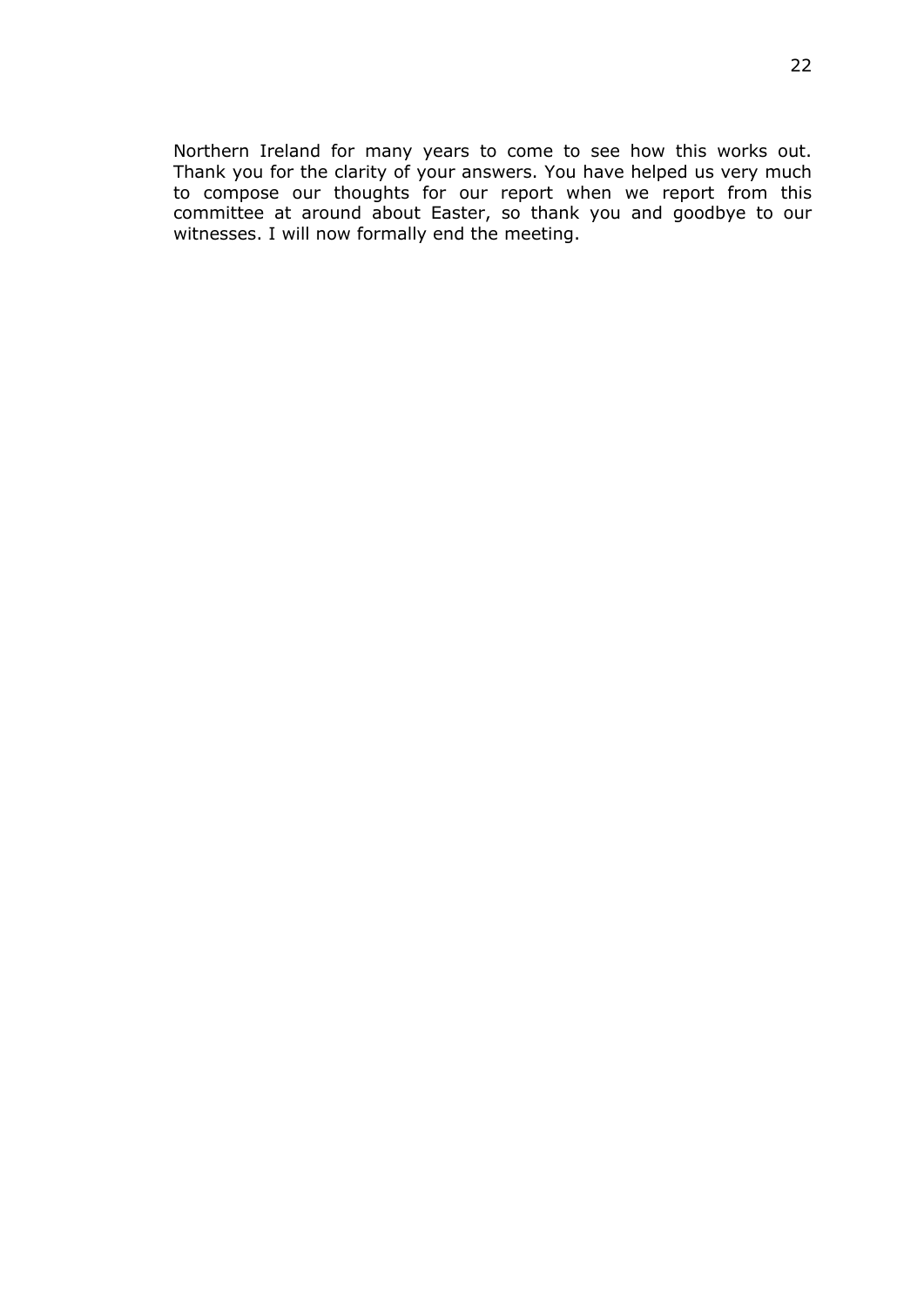Northern Ireland for many years to come to see how this works out. Thank you for the clarity of your answers. You have helped us very much to compose our thoughts for our report when we report from this committee at around about Easter, so thank you and goodbye to our witnesses. I will now formally end the meeting.